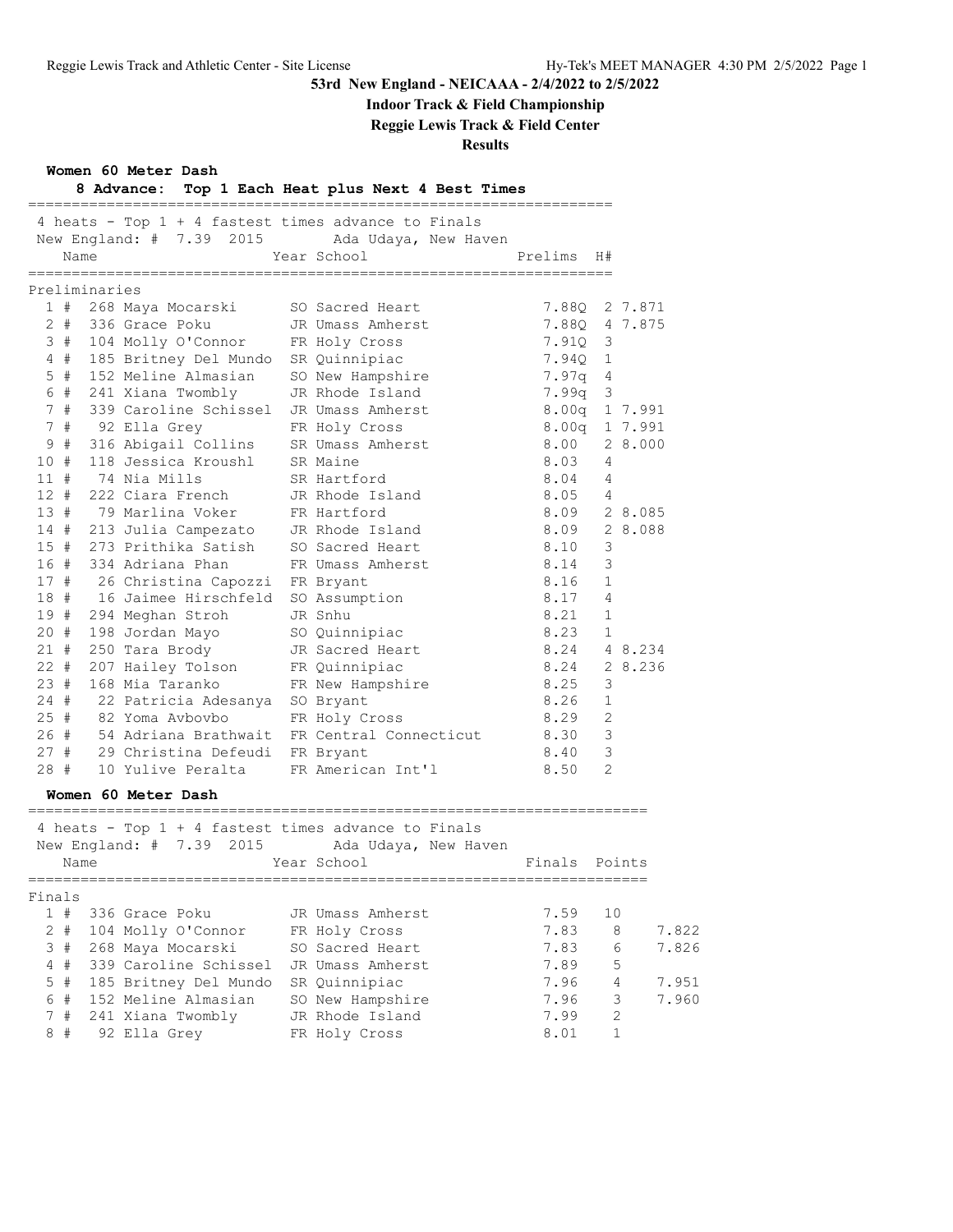53rd New England - NEICAAA - 2/4/2022 to 2/5/2022

**Indoor Track & Field Championship**

**Reggie Lewis Track & Field Center**

**Results**

## Women 60 Meter Dash

**8 Advance: Top 1 Each Heat plus Next 4 Best Times**

4 heats - Top 1 + 4 fastest times advance to Finals

New England: # 7.39 2015 Ada Udaya, New Haven

### Preliminaries

| Place | | Name | Year | School | Prelims | H# | |
|---|---|---|---|---|---|---|---|
| 1 | # | 268 Maya Mocarski | SO | Sacred Heart | 7.88Q | 2 | 7.871 |
| 2 | # | 336 Grace Poku | JR | Umass Amherst | 7.88Q | 4 | 7.875 |
| 3 | # | 104 Molly O'Connor | FR | Holy Cross | 7.91Q | 3 | |
| 4 | # | 185 Britney Del Mundo | SR | Quinnipiac | 7.94Q | 1 | |
| 5 | # | 152 Meline Almasian | SO | New Hampshire | 7.97q | 4 | |
| 6 | # | 241 Xiana Twombly | JR | Rhode Island | 7.99q | 3 | |
| 7 | # | 339 Caroline Schissel | JR | Umass Amherst | 8.00q | 1 | 7.991 |
| 7 | # | 92 Ella Grey | FR | Holy Cross | 8.00q | 1 | 7.991 |
| 9 | # | 316 Abigail Collins | SR | Umass Amherst | 8.00 | 2 | 8.000 |
| 10 | # | 118 Jessica Kroushl | SR | Maine | 8.03 | 4 | |
| 11 | # | 74 Nia Mills | SR | Hartford | 8.04 | 4 | |
| 12 | # | 222 Ciara French | JR | Rhode Island | 8.05 | 4 | |
| 13 | # | 79 Marlina Voker | FR | Hartford | 8.09 | 2 | 8.085 |
| 14 | # | 213 Julia Campezato | JR | Rhode Island | 8.09 | 2 | 8.088 |
| 15 | # | 273 Prithika Satish | SO | Sacred Heart | 8.10 | 3 | |
| 16 | # | 334 Adriana Phan | FR | Umass Amherst | 8.14 | 3 | |
| 17 | # | 26 Christina Capozzi | FR | Bryant | 8.16 | 1 | |
| 18 | # | 16 Jaimee Hirschfeld | SO | Assumption | 8.17 | 4 | |
| 19 | # | 294 Meghan Stroh | JR | Snhu | 8.21 | 1 | |
| 20 | # | 198 Jordan Mayo | SO | Quinnipiac | 8.23 | 1 | |
| 21 | # | 250 Tara Brody | JR | Sacred Heart | 8.24 | 4 | 8.234 |
| 22 | # | 207 Hailey Tolson | FR | Quinnipiac | 8.24 | 2 | 8.236 |
| 23 | # | 168 Mia Taranko | FR | New Hampshire | 8.25 | 3 | |
| 24 | # | 22 Patricia Adesanya | SO | Bryant | 8.26 | 1 | |
| 25 | # | 82 Yoma Avbovbo | FR | Holy Cross | 8.29 | 2 | |
| 26 | # | 54 Adriana Brathwait | FR | Central Connecticut | 8.30 | 3 | |
| 27 | # | 29 Christina Defeudi | FR | Bryant | 8.40 | 3 | |
| 28 | # | 10 Yulive Peralta | FR | American Int'l | 8.50 | 2 | |

## Women 60 Meter Dash

4 heats - Top 1 + 4 fastest times advance to Finals

New England: # 7.39 2015 Ada Udaya, New Haven

### Finals

| Place | | Name | Year | School | Finals | Points | |
|---|---|---|---|---|---|---|---|
| 1 | # | 336 Grace Poku | JR | Umass Amherst | 7.59 | 10 | |
| 2 | # | 104 Molly O'Connor | FR | Holy Cross | 7.83 | 8 | 7.822 |
| 3 | # | 268 Maya Mocarski | SO | Sacred Heart | 7.83 | 6 | 7.826 |
| 4 | # | 339 Caroline Schissel | JR | Umass Amherst | 7.89 | 5 | |
| 5 | # | 185 Britney Del Mundo | SR | Quinnipiac | 7.96 | 4 | 7.951 |
| 6 | # | 152 Meline Almasian | SO | New Hampshire | 7.96 | 3 | 7.960 |
| 7 | # | 241 Xiana Twombly | JR | Rhode Island | 7.99 | 2 | |
| 8 | # | 92 Ella Grey | FR | Holy Cross | 8.01 | 1 | |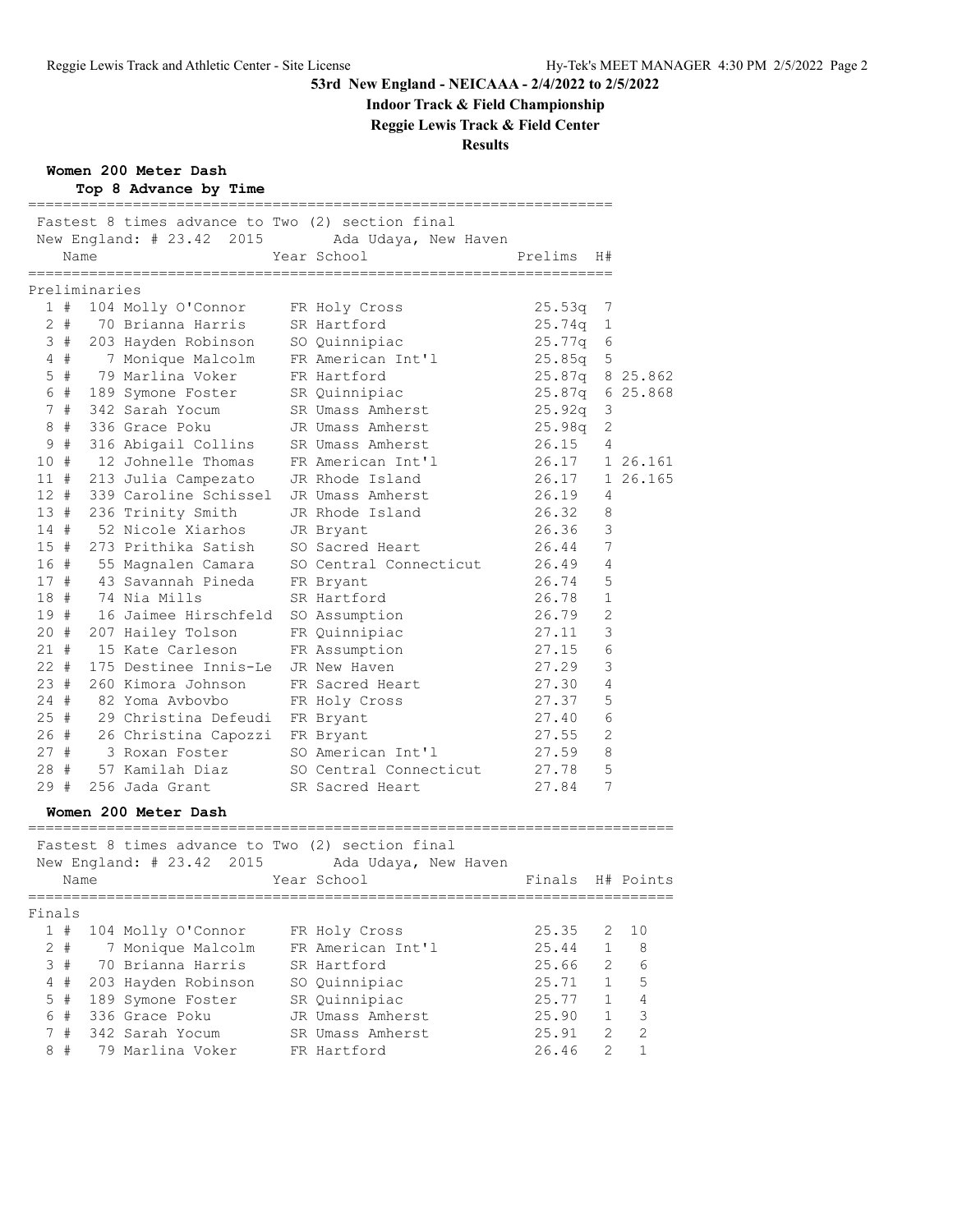**53rd New England - NEICAAA - 2/4/2022 to 2/5/2022**

**Indoor Track & Field Championship**

**Reggie Lewis Track & Field Center**

**Results**

### Women 200 Meter Dash

**Top 8 Advance by Time**

Fastest 8 times advance to Two (2) section final
New England: # 23.42 2015 Ada Udaya, New Haven

| Place | Name | Year | School | Prelims | H# | |
|---|---|---|---|---|---|---|
| **Preliminaries** | | | | | | |
| 1 # | 104 Molly O'Connor | FR | Holy Cross | 25.53q | 7 | |
| 2 # | 70 Brianna Harris | SR | Hartford | 25.74q | 1 | |
| 3 # | 203 Hayden Robinson | SO | Quinnipiac | 25.77q | 6 | |
| 4 # | 7 Monique Malcolm | FR | American Int'l | 25.85q | 5 | |
| 5 # | 79 Marlina Voker | FR | Hartford | 25.87q | 8 | 25.862 |
| 6 # | 189 Symone Foster | SR | Quinnipiac | 25.87q | 6 | 25.868 |
| 7 # | 342 Sarah Yocum | SR | Umass Amherst | 25.92q | 3 | |
| 8 # | 336 Grace Poku | JR | Umass Amherst | 25.98q | 2 | |
| 9 # | 316 Abigail Collins | SR | Umass Amherst | 26.15 | 4 | |
| 10 # | 12 Johnelle Thomas | FR | American Int'l | 26.17 | 1 | 26.161 |
| 11 # | 213 Julia Campezato | JR | Rhode Island | 26.17 | 1 | 26.165 |
| 12 # | 339 Caroline Schissel | JR | Umass Amherst | 26.19 | 4 | |
| 13 # | 236 Trinity Smith | JR | Rhode Island | 26.32 | 8 | |
| 14 # | 52 Nicole Xiarhos | JR | Bryant | 26.36 | 3 | |
| 15 # | 273 Prithika Satish | SO | Sacred Heart | 26.44 | 7 | |
| 16 # | 55 Magnalen Camara | SO | Central Connecticut | 26.49 | 4 | |
| 17 # | 43 Savannah Pineda | FR | Bryant | 26.74 | 5 | |
| 18 # | 74 Nia Mills | SR | Hartford | 26.78 | 1 | |
| 19 # | 16 Jaimee Hirschfeld | SO | Assumption | 26.79 | 2 | |
| 20 # | 207 Hailey Tolson | FR | Quinnipiac | 27.11 | 3 | |
| 21 # | 15 Kate Carleson | FR | Assumption | 27.15 | 6 | |
| 22 # | 175 Destinee Innis-Le | JR | New Haven | 27.29 | 3 | |
| 23 # | 260 Kimora Johnson | FR | Sacred Heart | 27.30 | 4 | |
| 24 # | 82 Yoma Avbovbo | FR | Holy Cross | 27.37 | 5 | |
| 25 # | 29 Christina Defeudi | FR | Bryant | 27.40 | 6 | |
| 26 # | 26 Christina Capozzi | FR | Bryant | 27.55 | 2 | |
| 27 # | 3 Roxan Foster | SO | American Int'l | 27.59 | 8 | |
| 28 # | 57 Kamilah Diaz | SO | Central Connecticut | 27.78 | 5 | |
| 29 # | 256 Jada Grant | SR | Sacred Heart | 27.84 | 7 | |

### Women 200 Meter Dash

Fastest 8 times advance to Two (2) section final
New England: # 23.42 2015 Ada Udaya, New Haven

| Place | Name | Year | School | Finals | H# | Points |
|---|---|---|---|---|---|---|
| **Finals** | | | | | | |
| 1 # | 104 Molly O'Connor | FR | Holy Cross | 25.35 | 2 | 10 |
| 2 # | 7 Monique Malcolm | FR | American Int'l | 25.44 | 1 | 8 |
| 3 # | 70 Brianna Harris | SR | Hartford | 25.66 | 2 | 6 |
| 4 # | 203 Hayden Robinson | SO | Quinnipiac | 25.71 | 1 | 5 |
| 5 # | 189 Symone Foster | SR | Quinnipiac | 25.77 | 1 | 4 |
| 6 # | 336 Grace Poku | JR | Umass Amherst | 25.90 | 1 | 3 |
| 7 # | 342 Sarah Yocum | SR | Umass Amherst | 25.91 | 2 | 2 |
| 8 # | 79 Marlina Voker | FR | Hartford | 26.46 | 2 | 1 |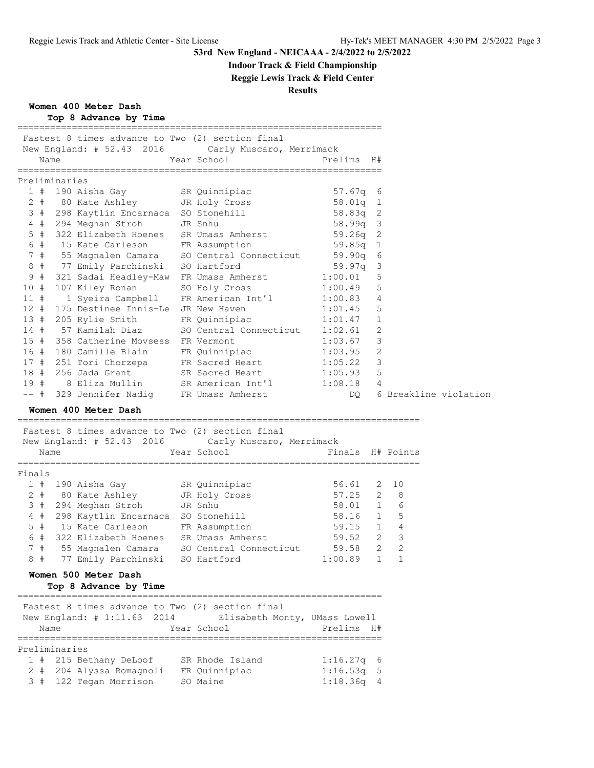# 53rd New England - NEICAAA - 2/4/2022 to 2/5/2022

## Indoor Track & Field Championship

## Reggie Lewis Track & Field Center

## Results

### Women 400 Meter Dash

**Top 8 Advance by Time**

Fastest 8 times advance to Two (2) section final

New England: # 52.43 2016 Carly Muscaro, Merrimack

**Preliminaries**

| Place | Name | Year | School | Prelims | H# |
|---|---|---|---|---|---|
| 1 # | 190 Aisha Gay | SR | Quinnipiac | 57.67q | 6 |
| 2 # | 80 Kate Ashley | JR | Holy Cross | 58.01q | 1 |
| 3 # | 298 Kaytlin Encarnaca | SO | Stonehill | 58.83q | 2 |
| 4 # | 294 Meghan Stroh | JR | Snhu | 58.99q | 3 |
| 5 # | 322 Elizabeth Hoenes | SR | Umass Amherst | 59.26q | 2 |
| 6 # | 15 Kate Carleson | FR | Assumption | 59.85q | 1 |
| 7 # | 55 Magnalen Camara | SO | Central Connecticut | 59.90q | 6 |
| 8 # | 77 Emily Parchinski | SO | Hartford | 59.97q | 3 |
| 9 # | 321 Sadai Headley-Maw | FR | Umass Amherst | 1:00.01 | 5 |
| 10 # | 107 Kiley Ronan | SO | Holy Cross | 1:00.49 | 5 |
| 11 # | 1 Syeira Campbell | FR | American Int'l | 1:00.83 | 4 |
| 12 # | 175 Destinee Innis-Le | JR | New Haven | 1:01.45 | 5 |
| 13 # | 205 Rylie Smith | FR | Quinnipiac | 1:01.47 | 1 |
| 14 # | 57 Kamilah Diaz | SO | Central Connecticut | 1:02.61 | 2 |
| 15 # | 358 Catherine Movsess | FR | Vermont | 1:03.67 | 3 |
| 16 # | 180 Camille Blain | FR | Quinnipiac | 1:03.95 | 2 |
| 17 # | 251 Tori Chorzepa | FR | Sacred Heart | 1:05.22 | 3 |
| 18 # | 256 Jada Grant | SR | Sacred Heart | 1:05.93 | 5 |
| 19 # | 8 Eliza Mullin | SR | American Int'l | 1:08.18 | 4 |
| -- # | 329 Jennifer Nadig | FR | Umass Amherst | DQ | 6 Breakline violation |

### Women 400 Meter Dash

Fastest 8 times advance to Two (2) section final

New England: # 52.43 2016 Carly Muscaro, Merrimack

**Finals**

| Place | Name | Year | School | Finals | H# | Points |
|---|---|---|---|---|---|---|
| 1 # | 190 Aisha Gay | SR | Quinnipiac | 56.61 | 2 | 10 |
| 2 # | 80 Kate Ashley | JR | Holy Cross | 57.25 | 2 | 8 |
| 3 # | 294 Meghan Stroh | JR | Snhu | 58.01 | 1 | 6 |
| 4 # | 298 Kaytlin Encarnaca | SO | Stonehill | 58.16 | 1 | 5 |
| 5 # | 15 Kate Carleson | FR | Assumption | 59.15 | 1 | 4 |
| 6 # | 322 Elizabeth Hoenes | SR | Umass Amherst | 59.52 | 2 | 3 |
| 7 # | 55 Magnalen Camara | SO | Central Connecticut | 59.58 | 2 | 2 |
| 8 # | 77 Emily Parchinski | SO | Hartford | 1:00.89 | 1 | 1 |

### Women 500 Meter Dash

**Top 8 Advance by Time**

Fastest 8 times advance to Two (2) section final

New England: # 1:11.63 2014 Elisabeth Monty, UMass Lowell

**Preliminaries**

| Place | Name | Year | School | Prelims | H# |
|---|---|---|---|---|---|
| 1 # | 215 Bethany DeLoof | SR | Rhode Island | 1:16.27q | 6 |
| 2 # | 204 Alyssa Romagnoli | FR | Quinnipiac | 1:16.53q | 5 |
| 3 # | 122 Tegan Morrison | SO | Maine | 1:18.36q | 4 |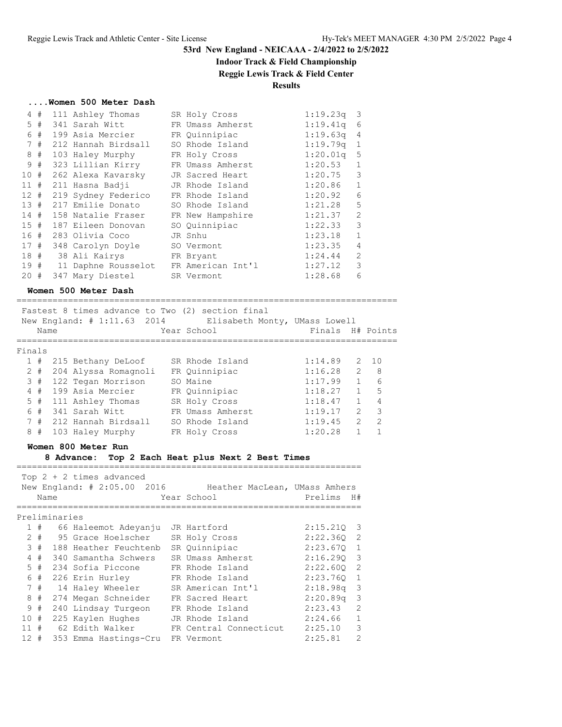# 53rd New England - NEICAAA - 2/4/2022 to 2/5/2022

## Indoor Track & Field Championship

## Reggie Lewis Track & Field Center

## Results

### ....Women 500 Meter Dash

| Place | # | Name | Year School | Prelims | H# |
|---|---|---|---|---|---|
| 4 | 111 | Ashley Thomas | SR Holy Cross | 1:19.23q | 3 |
| 5 | 341 | Sarah Witt | FR Umass Amherst | 1:19.41q | 6 |
| 6 | 199 | Asia Mercier | FR Quinnipiac | 1:19.63q | 4 |
| 7 | 212 | Hannah Birdsall | SO Rhode Island | 1:19.79q | 1 |
| 8 | 103 | Haley Murphy | FR Holy Cross | 1:20.01q | 5 |
| 9 | 323 | Lillian Kirry | FR Umass Amherst | 1:20.53 | 1 |
| 10 | 262 | Alexa Kavarsky | JR Sacred Heart | 1:20.75 | 3 |
| 11 | 211 | Hasna Badji | JR Rhode Island | 1:20.86 | 1 |
| 12 | 219 | Sydney Federico | FR Rhode Island | 1:20.92 | 6 |
| 13 | 217 | Emilie Donato | SO Rhode Island | 1:21.28 | 5 |
| 14 | 158 | Natalie Fraser | FR New Hampshire | 1:21.37 | 2 |
| 15 | 187 | Eileen Donovan | SO Quinnipiac | 1:22.33 | 3 |
| 16 | 283 | Olivia Coco | JR Snhu | 1:23.18 | 1 |
| 17 | 348 | Carolyn Doyle | SO Vermont | 1:23.35 | 4 |
| 18 | 38 | Ali Kairys | FR Bryant | 1:24.44 | 2 |
| 19 | 11 | Daphne Rousselot | FR American Int'l | 1:27.12 | 3 |
| 20 | 347 | Mary Diestel | SR Vermont | 1:28.68 | 6 |

### Women 500 Meter Dash

Fastest 8 times advance to Two (2) section final

New England: # 1:11.63 2014 Elisabeth Monty, UMass Lowell

**Finals**

| Place | # | Name | Year School | Finals | H# | Points |
|---|---|---|---|---|---|---|
| 1 | 215 | Bethany DeLoof | SR Rhode Island | 1:14.89 | 2 | 10 |
| 2 | 204 | Alyssa Romagnoli | FR Quinnipiac | 1:16.28 | 2 | 8 |
| 3 | 122 | Tegan Morrison | SO Maine | 1:17.99 | 1 | 6 |
| 4 | 199 | Asia Mercier | FR Quinnipiac | 1:18.27 | 1 | 5 |
| 5 | 111 | Ashley Thomas | SR Holy Cross | 1:18.47 | 1 | 4 |
| 6 | 341 | Sarah Witt | FR Umass Amherst | 1:19.17 | 2 | 3 |
| 7 | 212 | Hannah Birdsall | SO Rhode Island | 1:19.45 | 2 | 2 |
| 8 | 103 | Haley Murphy | FR Holy Cross | 1:20.28 | 1 | 1 |

### Women 800 Meter Run

**8 Advance: Top 2 Each Heat plus Next 2 Best Times**

Top 2 + 2 times advanced

New England: # 2:05.00 2016 Heather MacLean, UMass Amhers

**Preliminaries**

| Place | # | Name | Year School | Prelims | H# |
|---|---|---|---|---|---|
| 1 | 66 | Haleemot Adeyanju | JR Hartford | 2:15.21Q | 3 |
| 2 | 95 | Grace Hoelscher | SR Holy Cross | 2:22.36Q | 2 |
| 3 | 188 | Heather Feuchtenb | SR Quinnipiac | 2:23.67Q | 1 |
| 4 | 340 | Samantha Schwers | SR Umass Amherst | 2:16.29Q | 3 |
| 5 | 234 | Sofia Piccone | FR Rhode Island | 2:22.60Q | 2 |
| 6 | 226 | Erin Hurley | FR Rhode Island | 2:23.76Q | 1 |
| 7 | 14 | Haley Wheeler | SR American Int'l | 2:18.98q | 3 |
| 8 | 274 | Megan Schneider | FR Sacred Heart | 2:20.89q | 3 |
| 9 | 240 | Lindsay Turgeon | FR Rhode Island | 2:23.43 | 2 |
| 10 | 225 | Kaylen Hughes | JR Rhode Island | 2:24.66 | 1 |
| 11 | 62 | Edith Walker | FR Central Connecticut | 2:25.10 | 3 |
| 12 | 353 | Emma Hastings-Cru | FR Vermont | 2:25.81 | 2 |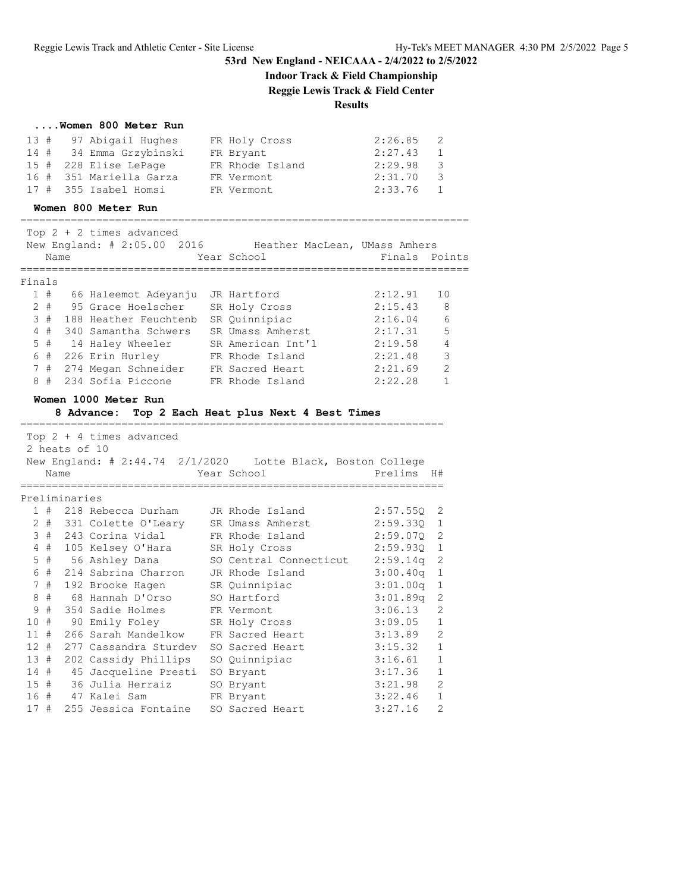# 53rd New England - NEICAAA - 2/4/2022 to 2/5/2022

## Indoor Track & Field Championship

## Reggie Lewis Track & Field Center

## Results

### ....Women 800 Meter Run

| Place | # | Comp# | Name | Year | School | Finals | H# |
|---|---|---|---|---|---|---|---|
| 13 | # | 97 | Abigail Hughes | FR | Holy Cross | 2:26.85 | 2 |
| 14 | # | 34 | Emma Grzybinski | FR | Bryant | 2:27.43 | 1 |
| 15 | # | 228 | Elise LePage | FR | Rhode Island | 2:29.98 | 3 |
| 16 | # | 351 | Mariella Garza | FR | Vermont | 2:31.70 | 3 |
| 17 | # | 355 | Isabel Homsi | FR | Vermont | 2:33.76 | 1 |

### Women 800 Meter Run

Top 2 + 2 times advanced
New England: # 2:05.00 2016 Heather MacLean, UMass Amhers

**Finals**

| Place | # | Comp# | Name | Year | School | Finals | Points |
|---|---|---|---|---|---|---|---|
| 1 | # | 66 | Haleemot Adeyanju | JR | Hartford | 2:12.91 | 10 |
| 2 | # | 95 | Grace Hoelscher | SR | Holy Cross | 2:15.43 | 8 |
| 3 | # | 188 | Heather Feuchtenb | SR | Quinnipiac | 2:16.04 | 6 |
| 4 | # | 340 | Samantha Schwers | SR | Umass Amherst | 2:17.31 | 5 |
| 5 | # | 14 | Haley Wheeler | SR | American Int'l | 2:19.58 | 4 |
| 6 | # | 226 | Erin Hurley | FR | Rhode Island | 2:21.48 | 3 |
| 7 | # | 274 | Megan Schneider | FR | Sacred Heart | 2:21.69 | 2 |
| 8 | # | 234 | Sofia Piccone | FR | Rhode Island | 2:22.28 | 1 |

### Women 1000 Meter Run

**8 Advance: Top 2 Each Heat plus Next 4 Best Times**

Top 2 + 4 times advanced
2 heats of 10
New England: # 2:44.74 2/1/2020 Lotte Black, Boston College

**Preliminaries**

| Place | # | Comp# | Name | Year | School | Prelims | H# |
|---|---|---|---|---|---|---|---|
| 1 | # | 218 | Rebecca Durham | JR | Rhode Island | 2:57.55Q | 2 |
| 2 | # | 331 | Colette O'Leary | SR | Umass Amherst | 2:59.33Q | 1 |
| 3 | # | 243 | Corina Vidal | FR | Rhode Island | 2:59.07Q | 2 |
| 4 | # | 105 | Kelsey O'Hara | SR | Holy Cross | 2:59.93Q | 1 |
| 5 | # | 56 | Ashley Dana | SO | Central Connecticut | 2:59.14q | 2 |
| 6 | # | 214 | Sabrina Charron | JR | Rhode Island | 3:00.40q | 1 |
| 7 | # | 192 | Brooke Hagen | SR | Quinnipiac | 3:01.00q | 1 |
| 8 | # | 68 | Hannah D'Orso | SO | Hartford | 3:01.89q | 2 |
| 9 | # | 354 | Sadie Holmes | FR | Vermont | 3:06.13 | 2 |
| 10 | # | 90 | Emily Foley | SR | Holy Cross | 3:09.05 | 1 |
| 11 | # | 266 | Sarah Mandelkow | FR | Sacred Heart | 3:13.89 | 2 |
| 12 | # | 277 | Cassandra Sturdev | SO | Sacred Heart | 3:15.32 | 1 |
| 13 | # | 202 | Cassidy Phillips | SO | Quinnipiac | 3:16.61 | 1 |
| 14 | # | 45 | Jacqueline Presti | SO | Bryant | 3:17.36 | 1 |
| 15 | # | 36 | Julia Herraiz | SO | Bryant | 3:21.98 | 2 |
| 16 | # | 47 | Kalei Sam | FR | Bryant | 3:22.46 | 1 |
| 17 | # | 255 | Jessica Fontaine | SO | Sacred Heart | 3:27.16 | 2 |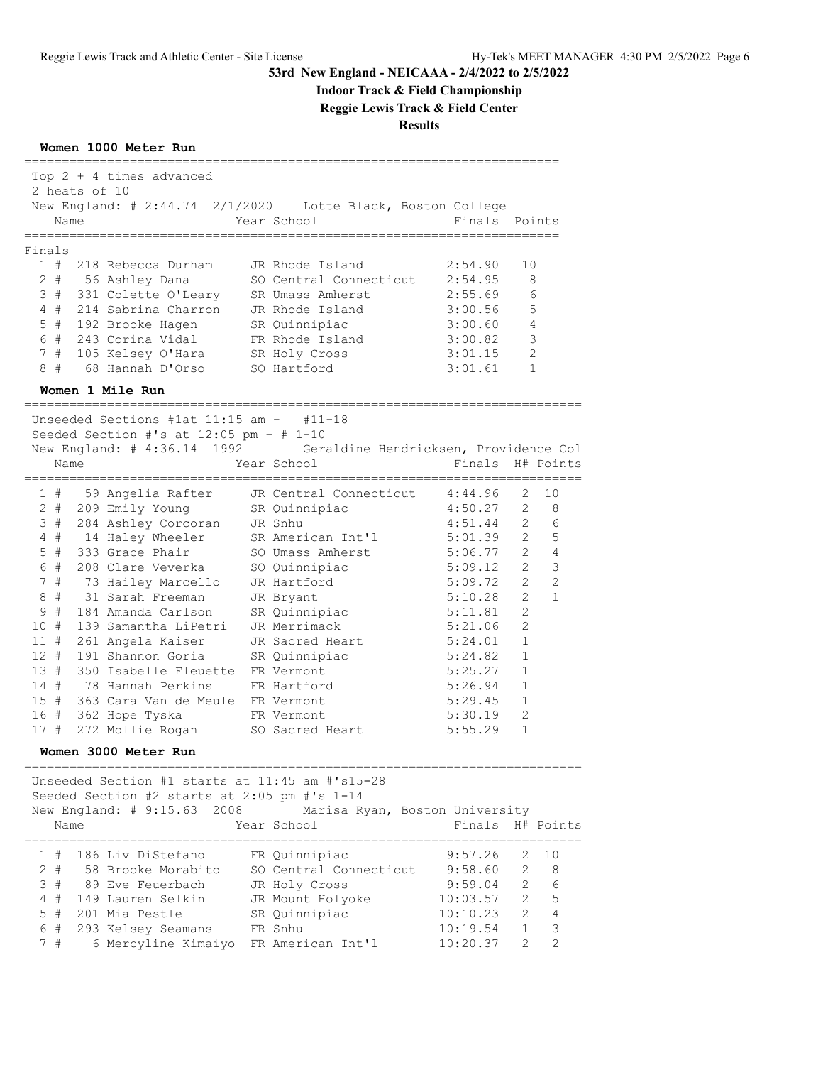# 53rd New England - NEICAAA - 2/4/2022 to 2/5/2022

## Indoor Track & Field Championship

## Reggie Lewis Track & Field Center

## Results

### Women 1000 Meter Run

Top 2 + 4 times advanced
2 heats of 10
New England: # 2:44.74 2/1/2020 Lotte Black, Boston College

**Finals**

| Place | Name | Year | School | Finals | Points |
|---|---|---|---|---|---|
| 1 # | 218 Rebecca Durham | JR | Rhode Island | 2:54.90 | 10 |
| 2 # | 56 Ashley Dana | SO | Central Connecticut | 2:54.95 | 8 |
| 3 # | 331 Colette O'Leary | SR | Umass Amherst | 2:55.69 | 6 |
| 4 # | 214 Sabrina Charron | JR | Rhode Island | 3:00.56 | 5 |
| 5 # | 192 Brooke Hagen | SR | Quinnipiac | 3:00.60 | 4 |
| 6 # | 243 Corina Vidal | FR | Rhode Island | 3:00.82 | 3 |
| 7 # | 105 Kelsey O'Hara | SR | Holy Cross | 3:01.15 | 2 |
| 8 # | 68 Hannah D'Orso | SO | Hartford | 3:01.61 | 1 |

### Women 1 Mile Run

Unseeded Sections #1at 11:15 am - #11-18
Seeded Section #'s at 12:05 pm - # 1-10
New England: # 4:36.14 1992 Geraldine Hendricksen, Providence Col

| Place | Name | Year | School | Finals | H# | Points |
|---|---|---|---|---|---|---|
| 1 # | 59 Angelia Rafter | JR | Central Connecticut | 4:44.96 | 2 | 10 |
| 2 # | 209 Emily Young | SR | Quinnipiac | 4:50.27 | 2 | 8 |
| 3 # | 284 Ashley Corcoran | JR | Snhu | 4:51.44 | 2 | 6 |
| 4 # | 14 Haley Wheeler | SR | American Int'l | 5:01.39 | 2 | 5 |
| 5 # | 333 Grace Phair | SO | Umass Amherst | 5:06.77 | 2 | 4 |
| 6 # | 208 Clare Veverka | SO | Quinnipiac | 5:09.12 | 2 | 3 |
| 7 # | 73 Hailey Marcello | JR | Hartford | 5:09.72 | 2 | 2 |
| 8 # | 31 Sarah Freeman | JR | Bryant | 5:10.28 | 2 | 1 |
| 9 # | 184 Amanda Carlson | SR | Quinnipiac | 5:11.81 | 2 | |
| 10 # | 139 Samantha LiPetri | JR | Merrimack | 5:21.06 | 2 | |
| 11 # | 261 Angela Kaiser | JR | Sacred Heart | 5:24.01 | 1 | |
| 12 # | 191 Shannon Goria | SR | Quinnipiac | 5:24.82 | 1 | |
| 13 # | 350 Isabelle Fleuette | FR | Vermont | 5:25.27 | 1 | |
| 14 # | 78 Hannah Perkins | FR | Hartford | 5:26.94 | 1 | |
| 15 # | 363 Cara Van de Meule | FR | Vermont | 5:29.45 | 1 | |
| 16 # | 362 Hope Tyska | FR | Vermont | 5:30.19 | 2 | |
| 17 # | 272 Mollie Rogan | SO | Sacred Heart | 5:55.29 | 1 | |

### Women 3000 Meter Run

Unseeded Section #1 starts at 11:45 am #'s15-28
Seeded Section #2 starts at 2:05 pm #'s 1-14
New England: # 9:15.63 2008 Marisa Ryan, Boston University

| Place | Name | Year | School | Finals | H# | Points |
|---|---|---|---|---|---|---|
| 1 # | 186 Liv DiStefano | FR | Quinnipiac | 9:57.26 | 2 | 10 |
| 2 # | 58 Brooke Morabito | SO | Central Connecticut | 9:58.60 | 2 | 8 |
| 3 # | 89 Eve Feuerbach | JR | Holy Cross | 9:59.04 | 2 | 6 |
| 4 # | 149 Lauren Selkin | JR | Mount Holyoke | 10:03.57 | 2 | 5 |
| 5 # | 201 Mia Pestle | SR | Quinnipiac | 10:10.23 | 2 | 4 |
| 6 # | 293 Kelsey Seamans | FR | Snhu | 10:19.54 | 1 | 3 |
| 7 # | 6 Mercyline Kimaiyo | FR | American Int'l | 10:20.37 | 2 | 2 |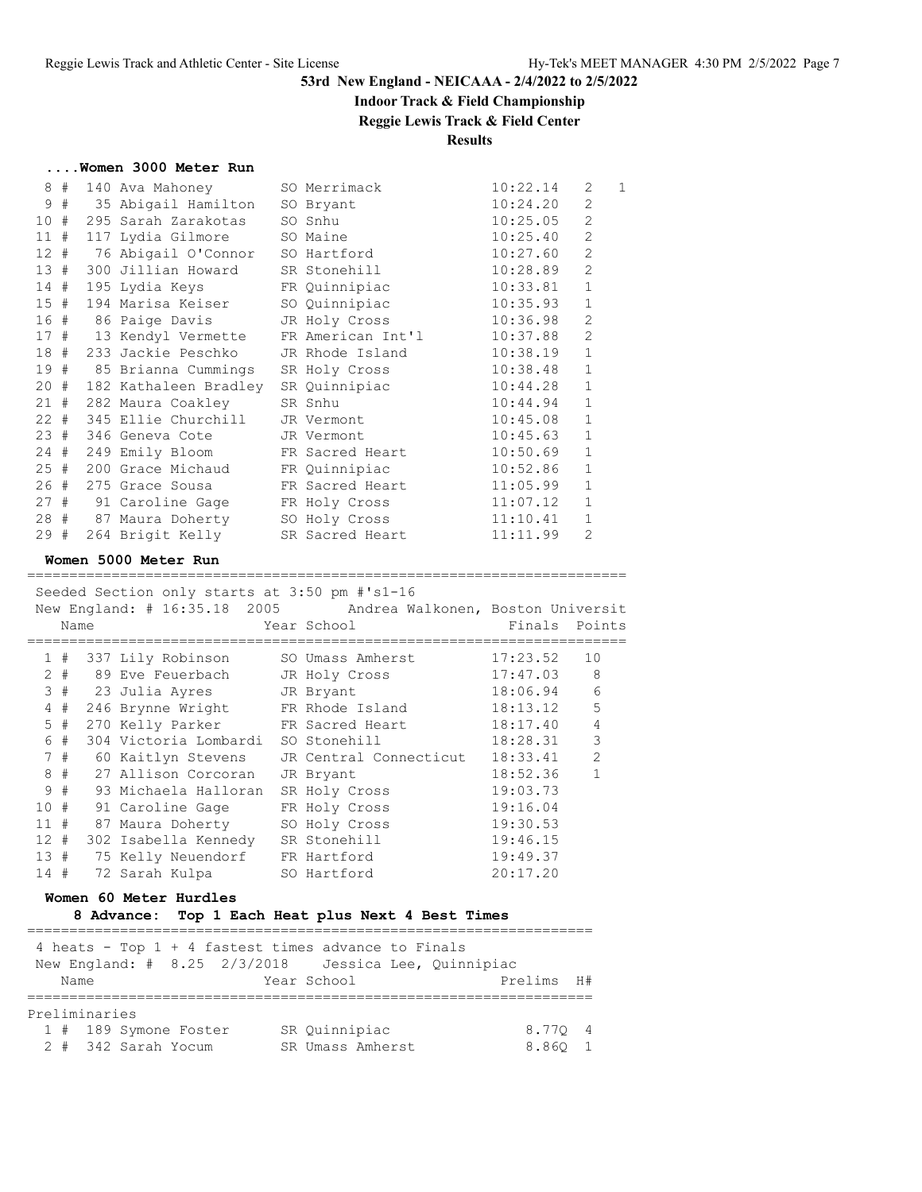# 53rd New England - NEICAAA - 2/4/2022 to 2/5/2022

## Indoor Track & Field Championship

## Reggie Lewis Track & Field Center

## Results

### ....Women 3000 Meter Run

| Place | Name | Year School | Finals | H# | Points |
|---|---|---|---|---|---|
| 8 # | 140 Ava Mahoney | SO Merrimack | 10:22.14 | 2 | 1 |
| 9 # | 35 Abigail Hamilton | SO Bryant | 10:24.20 | 2 | |
| 10 # | 295 Sarah Zarakotas | SO Snhu | 10:25.05 | 2 | |
| 11 # | 117 Lydia Gilmore | SO Maine | 10:25.40 | 2 | |
| 12 # | 76 Abigail O'Connor | SO Hartford | 10:27.60 | 2 | |
| 13 # | 300 Jillian Howard | SR Stonehill | 10:28.89 | 2 | |
| 14 # | 195 Lydia Keys | FR Quinnipiac | 10:33.81 | 1 | |
| 15 # | 194 Marisa Keiser | SO Quinnipiac | 10:35.93 | 1 | |
| 16 # | 86 Paige Davis | JR Holy Cross | 10:36.98 | 2 | |
| 17 # | 13 Kendyl Vermette | FR American Int'l | 10:37.88 | 2 | |
| 18 # | 233 Jackie Peschko | JR Rhode Island | 10:38.19 | 1 | |
| 19 # | 85 Brianna Cummings | SR Holy Cross | 10:38.48 | 1 | |
| 20 # | 182 Kathaleen Bradley | SR Quinnipiac | 10:44.28 | 1 | |
| 21 # | 282 Maura Coakley | SR Snhu | 10:44.94 | 1 | |
| 22 # | 345 Ellie Churchill | JR Vermont | 10:45.08 | 1 | |
| 23 # | 346 Geneva Cote | JR Vermont | 10:45.63 | 1 | |
| 24 # | 249 Emily Bloom | FR Sacred Heart | 10:50.69 | 1 | |
| 25 # | 200 Grace Michaud | FR Quinnipiac | 10:52.86 | 1 | |
| 26 # | 275 Grace Sousa | FR Sacred Heart | 11:05.99 | 1 | |
| 27 # | 91 Caroline Gage | FR Holy Cross | 11:07.12 | 1 | |
| 28 # | 87 Maura Doherty | SO Holy Cross | 11:10.41 | 1 | |
| 29 # | 264 Brigit Kelly | SR Sacred Heart | 11:11.99 | 2 | |

### Women 5000 Meter Run

Seeded Section only starts at 3:50 pm #'s1-16

New England: # 16:35.18 2005 Andrea Walkonen, Boston Universit

| Place | Name | Year School | Finals | Points |
|---|---|---|---|---|
| 1 # | 337 Lily Robinson | SO Umass Amherst | 17:23.52 | 10 |
| 2 # | 89 Eve Feuerbach | JR Holy Cross | 17:47.03 | 8 |
| 3 # | 23 Julia Ayres | JR Bryant | 18:06.94 | 6 |
| 4 # | 246 Brynne Wright | FR Rhode Island | 18:13.12 | 5 |
| 5 # | 270 Kelly Parker | FR Sacred Heart | 18:17.40 | 4 |
| 6 # | 304 Victoria Lombardi | SO Stonehill | 18:28.31 | 3 |
| 7 # | 60 Kaitlyn Stevens | JR Central Connecticut | 18:33.41 | 2 |
| 8 # | 27 Allison Corcoran | JR Bryant | 18:52.36 | 1 |
| 9 # | 93 Michaela Halloran | SR Holy Cross | 19:03.73 | |
| 10 # | 91 Caroline Gage | FR Holy Cross | 19:16.04 | |
| 11 # | 87 Maura Doherty | SO Holy Cross | 19:30.53 | |
| 12 # | 302 Isabella Kennedy | SR Stonehill | 19:46.15 | |
| 13 # | 75 Kelly Neuendorf | FR Hartford | 19:49.37 | |
| 14 # | 72 Sarah Kulpa | SO Hartford | 20:17.20 | |

### Women 60 Meter Hurdles

**8 Advance: Top 1 Each Heat plus Next 4 Best Times**

4 heats - Top 1 + 4 fastest times advance to Finals

New England: # 8.25 2/3/2018 Jessica Lee, Quinnipiac

| Place | Name | Year School | Prelims | H# |
|---|---|---|---|---|
| **Preliminaries** | | | | |
| 1 # | 189 Symone Foster | SR Quinnipiac | 8.77Q | 4 |
| 2 # | 342 Sarah Yocum | SR Umass Amherst | 8.86Q | 1 |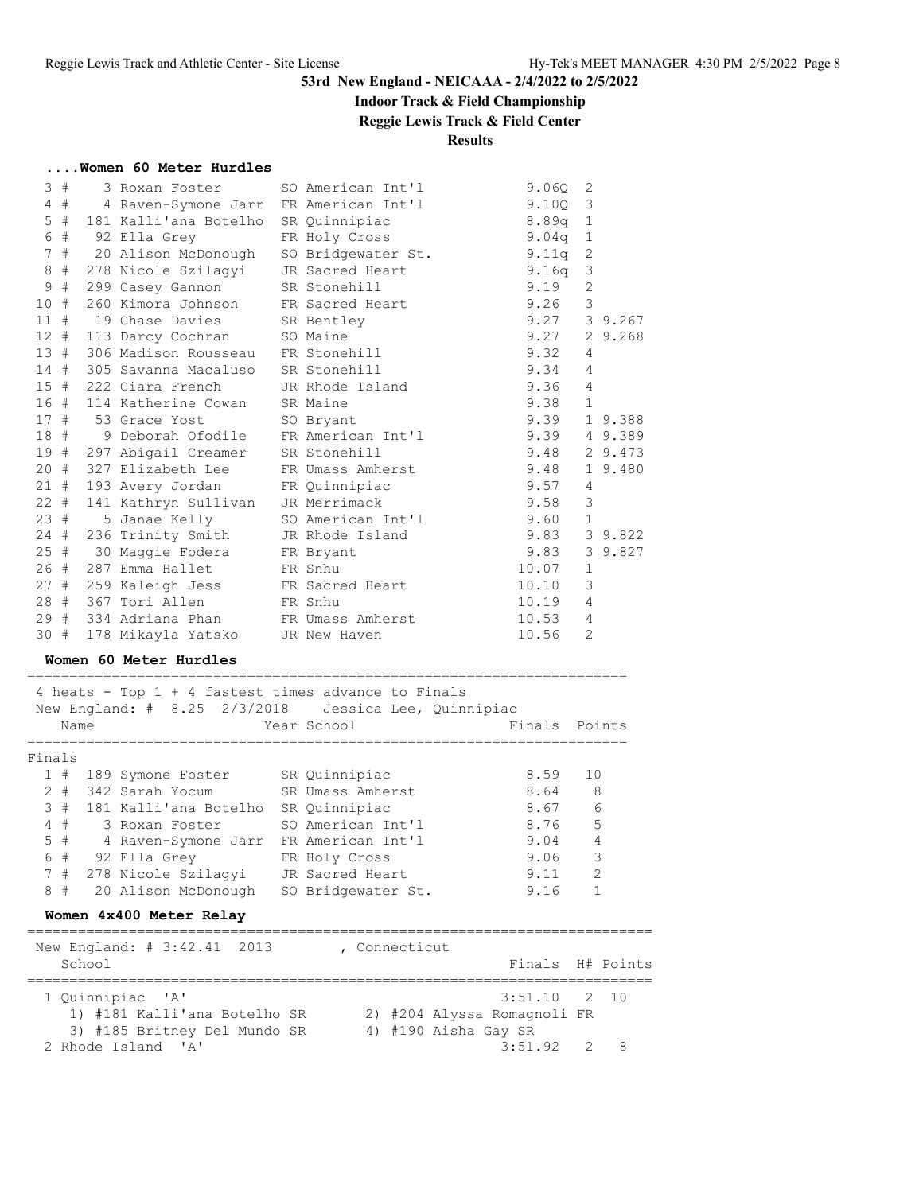# 53rd New England - NEICAAA - 2/4/2022 to 2/5/2022

## Indoor Track & Field Championship

## Reggie Lewis Track & Field Center

## Results

### ....Women 60 Meter Hurdles

| Place | # | Name | Year | School | Prelims | H# | Tie |
|---|---|---|---|---|---|---|---|
| 3 | # 3 | Roxan Foster | SO | American Int'l | 9.06Q | 2 | |
| 4 | # 4 | Raven-Symone Jarr | FR | American Int'l | 9.10Q | 3 | |
| 5 | # 181 | Kalli'ana Botelho | SR | Quinnipiac | 8.89q | 1 | |
| 6 | # 92 | Ella Grey | FR | Holy Cross | 9.04q | 1 | |
| 7 | # 20 | Alison McDonough | SO | Bridgewater St. | 9.11q | 2 | |
| 8 | # 278 | Nicole Szilagyi | JR | Sacred Heart | 9.16q | 3 | |
| 9 | # 299 | Casey Gannon | SR | Stonehill | 9.19 | 2 | |
| 10 | # 260 | Kimora Johnson | FR | Sacred Heart | 9.26 | 3 | |
| 11 | # 19 | Chase Davies | SR | Bentley | 9.27 | 3 | 9.267 |
| 12 | # 113 | Darcy Cochran | SO | Maine | 9.27 | 2 | 9.268 |
| 13 | # 306 | Madison Rousseau | FR | Stonehill | 9.32 | 4 | |
| 14 | # 305 | Savanna Macaluso | SR | Stonehill | 9.34 | 4 | |
| 15 | # 222 | Ciara French | JR | Rhode Island | 9.36 | 4 | |
| 16 | # 114 | Katherine Cowan | SR | Maine | 9.38 | 1 | |
| 17 | # 53 | Grace Yost | SO | Bryant | 9.39 | 1 | 9.388 |
| 18 | # 9 | Deborah Ofodile | FR | American Int'l | 9.39 | 4 | 9.389 |
| 19 | # 297 | Abigail Creamer | SR | Stonehill | 9.48 | 2 | 9.473 |
| 20 | # 327 | Elizabeth Lee | FR | Umass Amherst | 9.48 | 1 | 9.480 |
| 21 | # 193 | Avery Jordan | FR | Quinnipiac | 9.57 | 4 | |
| 22 | # 141 | Kathryn Sullivan | JR | Merrimack | 9.58 | 3 | |
| 23 | # 5 | Janae Kelly | SO | American Int'l | 9.60 | 1 | |
| 24 | # 236 | Trinity Smith | JR | Rhode Island | 9.83 | 3 | 9.822 |
| 25 | # 30 | Maggie Fodera | FR | Bryant | 9.83 | 3 | 9.827 |
| 26 | # 287 | Emma Hallet | FR | Snhu | 10.07 | 1 | |
| 27 | # 259 | Kaleigh Jess | FR | Sacred Heart | 10.10 | 3 | |
| 28 | # 367 | Tori Allen | FR | Snhu | 10.19 | 4 | |
| 29 | # 334 | Adriana Phan | FR | Umass Amherst | 10.53 | 4 | |
| 30 | # 178 | Mikayla Yatsko | JR | New Haven | 10.56 | 2 | |

### Women 60 Meter Hurdles

4 heats - Top 1 + 4 fastest times advance to Finals
New England: # 8.25 2/3/2018 Jessica Lee, Quinnipiac

**Finals**

| Place | # | Name | Year | School | Finals | Points |
|---|---|---|---|---|---|---|
| 1 | # 189 | Symone Foster | SR | Quinnipiac | 8.59 | 10 |
| 2 | # 342 | Sarah Yocum | SR | Umass Amherst | 8.64 | 8 |
| 3 | # 181 | Kalli'ana Botelho | SR | Quinnipiac | 8.67 | 6 |
| 4 | # 3 | Roxan Foster | SO | American Int'l | 8.76 | 5 |
| 5 | # 4 | Raven-Symone Jarr | FR | American Int'l | 9.04 | 4 |
| 6 | # 92 | Ella Grey | FR | Holy Cross | 9.06 | 3 |
| 7 | # 278 | Nicole Szilagyi | JR | Sacred Heart | 9.11 | 2 |
| 8 | # 20 | Alison McDonough | SO | Bridgewater St. | 9.16 | 1 |

### Women 4x400 Meter Relay

New England: # 3:42.41 2013 , Connecticut

| Place | School | Finals | H# | Points |
|---|---|---|---|---|
| 1 | Quinnipiac 'A' | 3:51.10 | 2 | 10 |
| | 1) #181 Kalli'ana Botelho SR; 2) #204 Alyssa Romagnoli FR; 3) #185 Britney Del Mundo SR; 4) #190 Aisha Gay SR | | | |
| 2 | Rhode Island 'A' | 3:51.92 | 2 | 8 |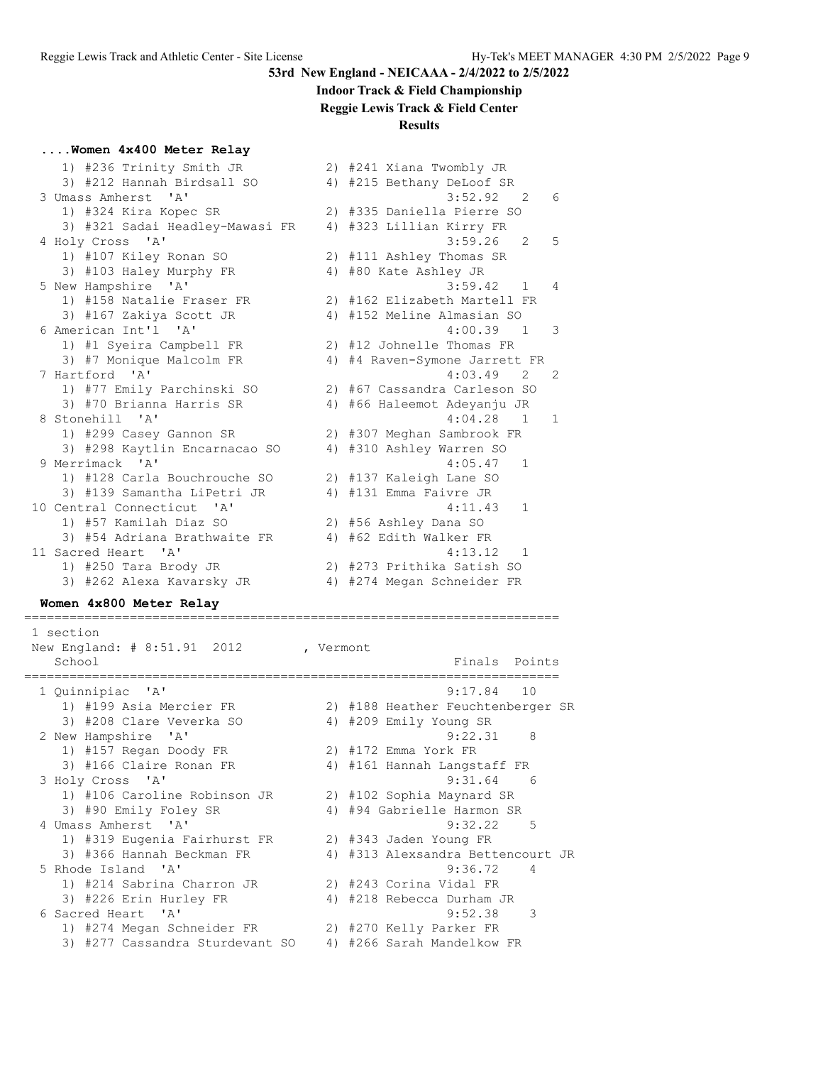## 53rd New England - NEICAAA - 2/4/2022 to 2/5/2022

### Indoor Track & Field Championship

### Reggie Lewis Track & Field Center

### Results

#### ....Women 4x400 Meter Relay

```
    1) #236 Trinity Smith JR          2) #241 Xiana Twombly JR
    3) #212 Hannah Birdsall SO        4) #215 Bethany DeLoof SR
 3 Umass Amherst  'A'                               3:52.92   2    6
    1) #324 Kira Kopec SR             2) #335 Daniella Pierre SO
    3) #321 Sadai Headley-Mawasi FR   4) #323 Lillian Kirry FR
 4 Holy Cross  'A'                                  3:59.26   2    5
    1) #107 Kiley Ronan SO            2) #111 Ashley Thomas SR
    3) #103 Haley Murphy FR           4) #80 Kate Ashley JR
 5 New Hampshire  'A'                               3:59.42   1    4
    1) #158 Natalie Fraser FR         2) #162 Elizabeth Martell FR
    3) #167 Zakiya Scott JR           4) #152 Meline Almasian SO
 6 American Int'l  'A'                              4:00.39   1    3
    1) #1 Syeira Campbell FR          2) #12 Johnelle Thomas FR
    3) #7 Monique Malcolm FR          4) #4 Raven-Symone Jarrett FR
 7 Hartford  'A'                                    4:03.49   2    2
    1) #77 Emily Parchinski SO        2) #67 Cassandra Carleson SO
    3) #70 Brianna Harris SR          4) #66 Haleemot Adeyanju JR
 8 Stonehill  'A'                                   4:04.28   1    1
    1) #299 Casey Gannon SR           2) #307 Meghan Sambrook FR
    3) #298 Kaytlin Encarnacao SO     4) #310 Ashley Warren SO
 9 Merrimack  'A'                                   4:05.47   1
    1) #128 Carla Bouchrouche SO      2) #137 Kaleigh Lane SO
    3) #139 Samantha LiPetri JR       4) #131 Emma Faivre JR
10 Central Connecticut  'A'                         4:11.43   1
    1) #57 Kamilah Diaz SO            2) #56 Ashley Dana SO
    3) #54 Adriana Brathwaite FR      4) #62 Edith Walker FR
11 Sacred Heart  'A'                                4:13.12   1
    1) #250 Tara Brody JR             2) #273 Prithika Satish SO
    3) #262 Alexa Kavarsky JR         4) #274 Megan Schneider FR
```

#### Women 4x800 Meter Relay

```
=====================================================================
 1 section
 New England: # 8:51.91  2012         , Vermont
    School                                           Finals  Points
=====================================================================
 1 Quinnipiac  'A'                                  9:17.84   10
    1) #199 Asia Mercier FR           2) #188 Heather Feuchtenberger SR
    3) #208 Clare Veverka SO          4) #209 Emily Young SR
 2 New Hampshire  'A'                               9:22.31    8
    1) #157 Regan Doody FR            2) #172 Emma York FR
    3) #166 Claire Ronan FR           4) #161 Hannah Langstaff FR
 3 Holy Cross  'A'                                  9:31.64    6
    1) #106 Caroline Robinson JR      2) #102 Sophia Maynard SR
    3) #90 Emily Foley SR             4) #94 Gabrielle Harmon SR
 4 Umass Amherst  'A'                               9:32.22    5
    1) #319 Eugenia Fairhurst FR      2) #343 Jaden Young FR
    3) #366 Hannah Beckman FR         4) #313 Alexsandra Bettencourt JR
 5 Rhode Island  'A'                                9:36.72    4
    1) #214 Sabrina Charron JR        2) #243 Corina Vidal FR
    3) #226 Erin Hurley FR            4) #218 Rebecca Durham JR
 6 Sacred Heart  'A'                                9:52.38    3
    1) #274 Megan Schneider FR        2) #270 Kelly Parker FR
    3) #277 Cassandra Sturdevant SO   4) #266 Sarah Mandelkow FR
```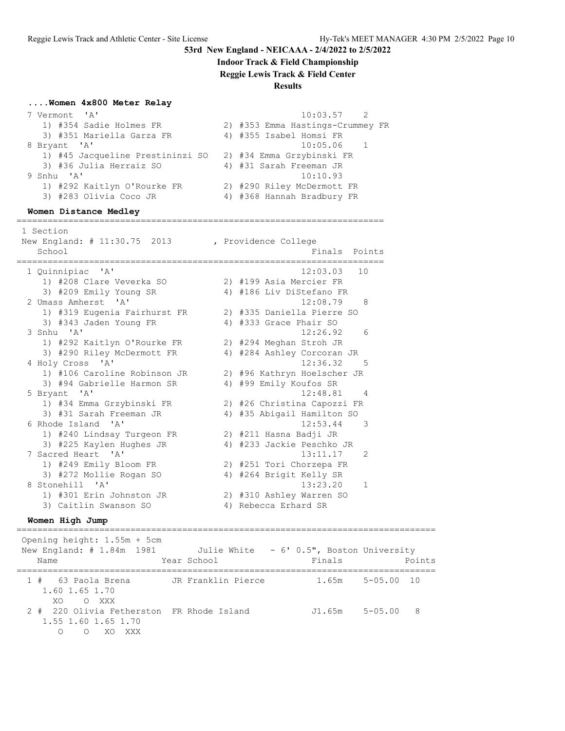## 53rd New England - NEICAAA - 2/4/2022 to 2/5/2022

### Indoor Track & Field Championship

### Reggie Lewis Track & Field Center

### Results

#### ....Women 4x800 Meter Relay

```
 7 Vermont  'A'                                    10:03.57    2
    1) #354 Sadie Holmes FR           2) #353 Emma Hastings-Crummey FR
    3) #351 Mariella Garza FR         4) #355 Isabel Homsi FR
 8 Bryant  'A'                                     10:05.06    1
    1) #45 Jacqueline Prestininzi SO   2) #34 Emma Grzybinski FR
    3) #36 Julia Herraiz SO           4) #31 Sarah Freeman JR
 9 Snhu  'A'                                       10:10.93
    1) #292 Kaitlyn O'Rourke FR       2) #290 Riley McDermott FR
    3) #283 Olivia Coco JR            4) #368 Hannah Bradbury FR
```

#### Women Distance Medley

```
=======================================================================
 1 Section
 New England: # 11:30.75  2013        , Providence College
    School                                            Finals  Points
=======================================================================
  1 Quinnipiac  'A'                                   12:03.03   10
     1) #208 Clare Veverka SO          2) #199 Asia Mercier FR
     3) #209 Emily Young SR            4) #186 Liv DiStefano FR
  2 Umass Amherst  'A'                                12:08.79    8
     1) #319 Eugenia Fairhurst FR      2) #335 Daniella Pierre SO
     3) #343 Jaden Young FR            4) #333 Grace Phair SO
  3 Snhu  'A'                                         12:26.92    6
     1) #292 Kaitlyn O'Rourke FR       2) #294 Meghan Stroh JR
     3) #290 Riley McDermott FR        4) #284 Ashley Corcoran JR
  4 Holy Cross  'A'                                   12:36.32    5
     1) #106 Caroline Robinson JR      2) #96 Kathryn Hoelscher JR
     3) #94 Gabrielle Harmon SR        4) #99 Emily Koufos SR
  5 Bryant  'A'                                       12:48.81    4
     1) #34 Emma Grzybinski FR         2) #26 Christina Capozzi FR
     3) #31 Sarah Freeman JR           4) #35 Abigail Hamilton SO
  6 Rhode Island  'A'                                 12:53.44    3
     1) #240 Lindsay Turgeon FR        2) #211 Hasna Badji JR
     3) #225 Kaylen Hughes JR          4) #233 Jackie Peschko JR
  7 Sacred Heart  'A'                                 13:11.17    2
     1) #249 Emily Bloom FR            2) #251 Tori Chorzepa FR
     3) #272 Mollie Rogan SO           4) #264 Brigit Kelly SR
  8 Stonehill  'A'                                    13:23.20    1
     1) #301 Erin Johnston JR          2) #310 Ashley Warren SO
     3) Caitlin Swanson SO             4) Rebecca Erhard SR
```

#### Women High Jump

```
===================================================================================
 Opening height: 1.55m + 5cm
 New England: # 1.84m  1981        Julie White  - 6' 0.5", Boston University
    Name                    Year School                  Finals            Points
===================================================================================
  1 #   63 Paola Brena        JR Franklin Pierce          1.65m    5-05.00  10
     1.60 1.65 1.70
       XO    O  XXX
  2 #  220 Olivia Fetherston  FR Rhode Island            J1.65m    5-05.00   8
     1.55 1.60 1.65 1.70
        O    O   XO  XXX
```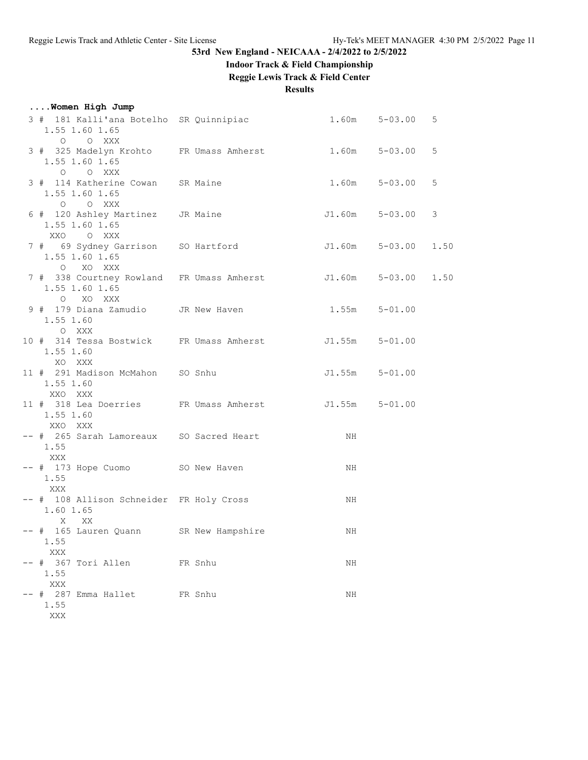53rd New England - NEICAAA - 2/4/2022 to 2/5/2022

**Indoor Track & Field Championship**

**Reggie Lewis Track & Field Center**

**Results**

**....Women High Jump**

```
 3 #  181 Kalli'ana Botelho  SR Quinnipiac              1.60m    5-03.00   5
     1.55 1.60 1.65
        O    O  XXX
 3 #  325 Madelyn Krohto     FR Umass Amherst           1.60m    5-03.00   5
     1.55 1.60 1.65
        O    O  XXX
 3 #  114 Katherine Cowan    SR Maine                   1.60m    5-03.00   5
     1.55 1.60 1.65
        O    O  XXX
 6 #  120 Ashley Martinez    JR Maine                  J1.60m    5-03.00   3
     1.55 1.60 1.65
      XXO    O  XXX
 7 #   69 Sydney Garrison    SO Hartford               J1.60m    5-03.00   1.50
     1.55 1.60 1.65
        O   XO  XXX
 7 #  338 Courtney Rowland   FR Umass Amherst          J1.60m    5-03.00   1.50
     1.55 1.60 1.65
        O   XO  XXX
 9 #  179 Diana Zamudio      JR New Haven               1.55m    5-01.00
     1.55 1.60
        O  XXX
10 #  314 Tessa Bostwick     FR Umass Amherst          J1.55m    5-01.00
     1.55 1.60
       XO  XXX
11 #  291 Madison McMahon    SO Snhu                   J1.55m    5-01.00
     1.55 1.60
      XXO  XXX
11 #  318 Lea Doerries       FR Umass Amherst          J1.55m    5-01.00
     1.55 1.60
      XXO  XXX
-- #  265 Sarah Lamoreaux    SO Sacred Heart               NH
     1.55
      XXX
-- #  173 Hope Cuomo         SO New Haven                  NH
     1.55
      XXX
-- #  108 Allison Schneider  FR Holy Cross                 NH
     1.60 1.65
        X   XX
-- #  165 Lauren Quann       SR New Hampshire              NH
     1.55
      XXX
-- #  367 Tori Allen         FR Snhu                       NH
     1.55
      XXX
-- #  287 Emma Hallet        FR Snhu                       NH
     1.55
      XXX
```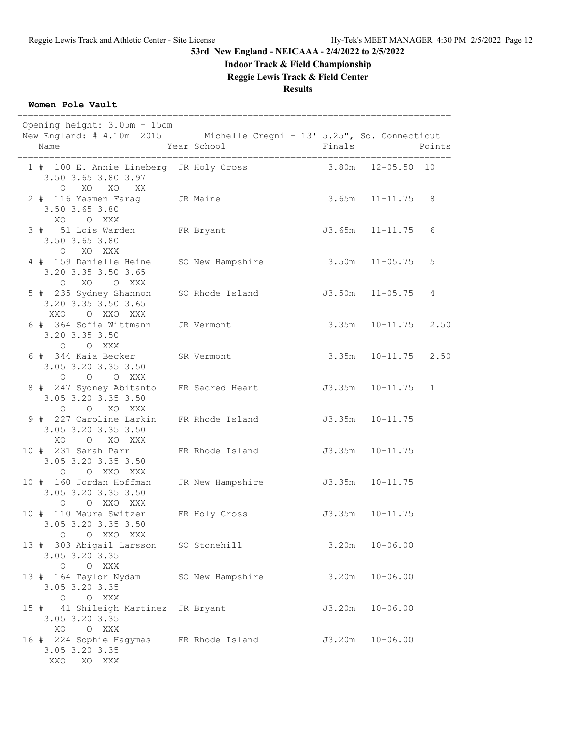53rd New England - NEICAAA - 2/4/2022 to 2/5/2022

Indoor Track & Field Championship

Reggie Lewis Track & Field Center

Results

**Women Pole Vault**

Opening height: 3.05m + 15cm
New England: # 4.10m 2015 Michelle Cregni - 13' 5.25", So. Connecticut

| Place | Name | Year | School | Finals | | Points |
|---|---|---|---|---|---|---|
| 1 # | 100 E. Annie Lineberg | JR | Holy Cross | 3.80m | 12-05.50 | 10 |
| | 3.50 3.65 3.80 3.97 / O XO XO XX | | | | | |
| 2 # | 116 Yasmen Farag | JR | Maine | 3.65m | 11-11.75 | 8 |
| | 3.50 3.65 3.80 / XO O XXX | | | | | |
| 3 # | 51 Lois Warden | FR | Bryant | J3.65m | 11-11.75 | 6 |
| | 3.50 3.65 3.80 / O XO XXX | | | | | |
| 4 # | 159 Danielle Heine | SO | New Hampshire | 3.50m | 11-05.75 | 5 |
| | 3.20 3.35 3.50 3.65 / O XO O XXX | | | | | |
| 5 # | 235 Sydney Shannon | SO | Rhode Island | J3.50m | 11-05.75 | 4 |
| | 3.20 3.35 3.50 3.65 / XXO O XXO XXX | | | | | |
| 6 # | 364 Sofia Wittmann | JR | Vermont | 3.35m | 10-11.75 | 2.50 |
| | 3.20 3.35 3.50 / O O XXX | | | | | |
| 6 # | 344 Kaia Becker | SR | Vermont | 3.35m | 10-11.75 | 2.50 |
| | 3.05 3.20 3.35 3.50 / O O O XXX | | | | | |
| 8 # | 247 Sydney Abitanto | FR | Sacred Heart | J3.35m | 10-11.75 | 1 |
| | 3.05 3.20 3.35 3.50 / O O XO XXX | | | | | |
| 9 # | 227 Caroline Larkin | FR | Rhode Island | J3.35m | 10-11.75 | |
| | 3.05 3.20 3.35 3.50 / XO O XO XXX | | | | | |
| 10 # | 231 Sarah Parr | FR | Rhode Island | J3.35m | 10-11.75 | |
| | 3.05 3.20 3.35 3.50 / O O XXO XXX | | | | | |
| 10 # | 160 Jordan Hoffman | JR | New Hampshire | J3.35m | 10-11.75 | |
| | 3.05 3.20 3.35 3.50 / O O XXO XXX | | | | | |
| 10 # | 110 Maura Switzer | FR | Holy Cross | J3.35m | 10-11.75 | |
| | 3.05 3.20 3.35 3.50 / O O XXO XXX | | | | | |
| 13 # | 303 Abigail Larsson | SO | Stonehill | 3.20m | 10-06.00 | |
| | 3.05 3.20 3.35 / O O XXX | | | | | |
| 13 # | 164 Taylor Nydam | SO | New Hampshire | 3.20m | 10-06.00 | |
| | 3.05 3.20 3.35 / O O XXX | | | | | |
| 15 # | 41 Shileigh Martinez | JR | Bryant | J3.20m | 10-06.00 | |
| | 3.05 3.20 3.35 / XO O XXX | | | | | |
| 16 # | 224 Sophie Hagymas | FR | Rhode Island | J3.20m | 10-06.00 | |
| | 3.05 3.20 3.35 / XXO XO XXX | | | | | |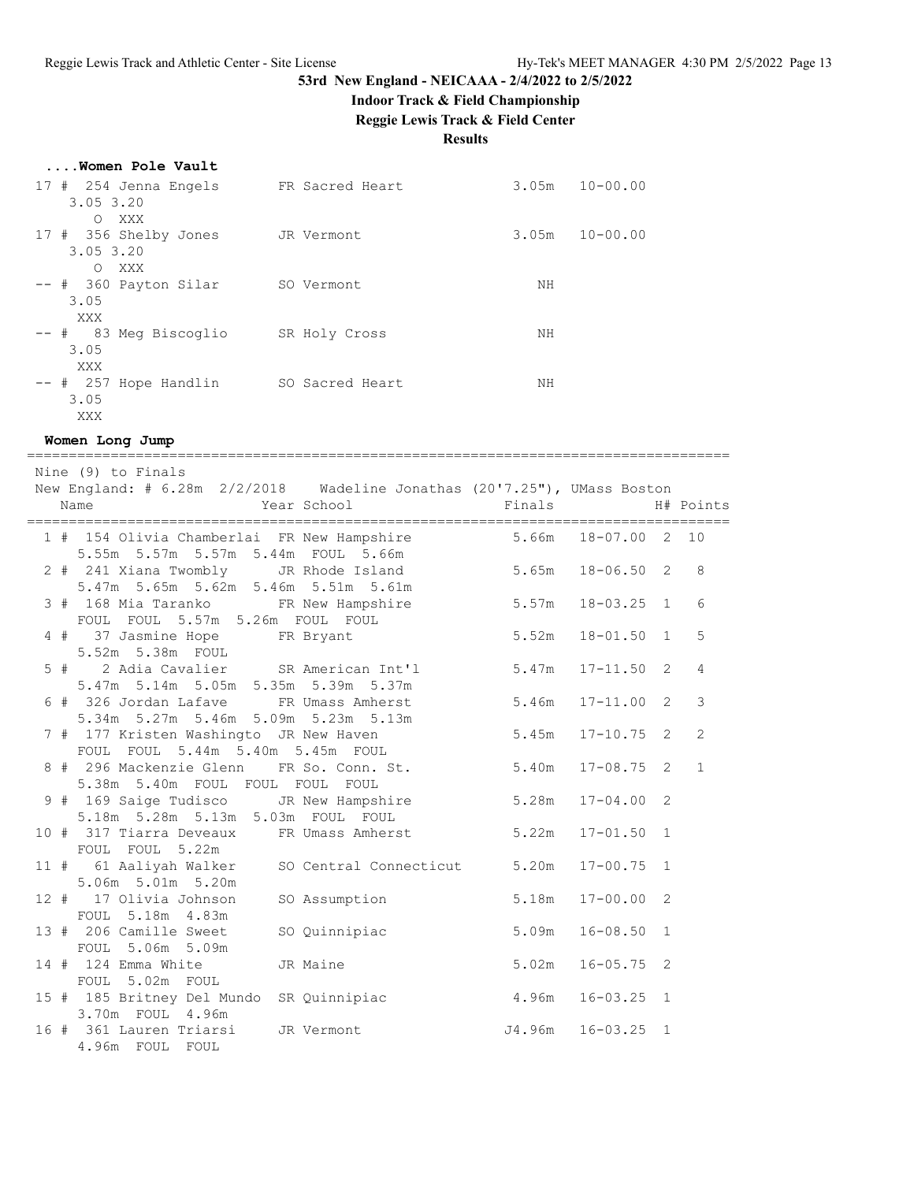# 53rd New England - NEICAAA - 2/4/2022 to 2/5/2022

## Indoor Track & Field Championship

## Reggie Lewis Track & Field Center

## Results

### ....Women Pole Vault

```
 17 # 254 Jenna Engels       FR Sacred Heart            3.05m   10-00.00
     3.05 3.20
       O  XXX
 17 # 356 Shelby Jones       JR Vermont                 3.05m   10-00.00
     3.05 3.20
       O  XXX
 -- # 360 Payton Silar       SO Vermont                    NH
     3.05
      XXX
 -- #  83 Meg Biscoglio      SR Holy Cross                 NH
     3.05
      XXX
 -- # 257 Hope Handlin       SO Sacred Heart               NH
     3.05
      XXX
```

### Women Long Jump

```
=====================================================================================
 Nine (9) to Finals
 New England: # 6.28m  2/2/2018   Wadeline Jonathas (20'7.25"), UMass Boston
    Name                    Year School                  Finals            H# Points
=====================================================================================
  1 # 154 Olivia Chamberlai  FR New Hampshire            5.66m   18-07.00  2  10
     5.55m  5.57m  5.57m  5.44m  FOUL  5.66m
  2 # 241 Xiana Twombly      JR Rhode Island             5.65m   18-06.50  2   8
     5.47m  5.65m  5.62m  5.46m  5.51m  5.61m
  3 # 168 Mia Taranko        FR New Hampshire            5.57m   18-03.25  1   6
     FOUL  FOUL  5.57m  5.26m  FOUL  FOUL
  4 #  37 Jasmine Hope       FR Bryant                   5.52m   18-01.50  1   5
     5.52m  5.38m  FOUL
  5 #   2 Adia Cavalier      SR American Int'l           5.47m   17-11.50  2   4
     5.47m  5.14m  5.05m  5.35m  5.39m  5.37m
  6 # 326 Jordan Lafave      FR Umass Amherst            5.46m   17-11.00  2   3
     5.34m  5.27m  5.46m  5.09m  5.23m  5.13m
  7 # 177 Kristen Washingto  JR New Haven               5.45m   17-10.75  2   2
     FOUL  FOUL  5.44m  5.40m  5.45m  FOUL
  8 # 296 Mackenzie Glenn    FR So. Conn. St.            5.40m   17-08.75  2   1
     5.38m  5.40m  FOUL  FOUL  FOUL  FOUL
  9 # 169 Saige Tudisco      JR New Hampshire            5.28m   17-04.00  2
     5.18m  5.28m  5.13m  5.03m  FOUL  FOUL
 10 # 317 Tiarra Deveaux     FR Umass Amherst            5.22m   17-01.50  1
     FOUL  FOUL  5.22m
 11 #  61 Aaliyah Walker     SO Central Connecticut      5.20m   17-00.75  1
     5.06m  5.01m  5.20m
 12 #  17 Olivia Johnson     SO Assumption               5.18m   17-00.00  2
     FOUL  5.18m  4.83m
 13 # 206 Camille Sweet      SO Quinnipiac               5.09m   16-08.50  1
     FOUL  5.06m  5.09m
 14 # 124 Emma White         JR Maine                    5.02m   16-05.75  2
     FOUL  5.02m  FOUL
 15 # 185 Britney Del Mundo  SR Quinnipiac               4.96m   16-03.25  1
     3.70m  FOUL  4.96m
 16 # 361 Lauren Triarsi     JR Vermont                 J4.96m   16-03.25  1
     4.96m  FOUL  FOUL
```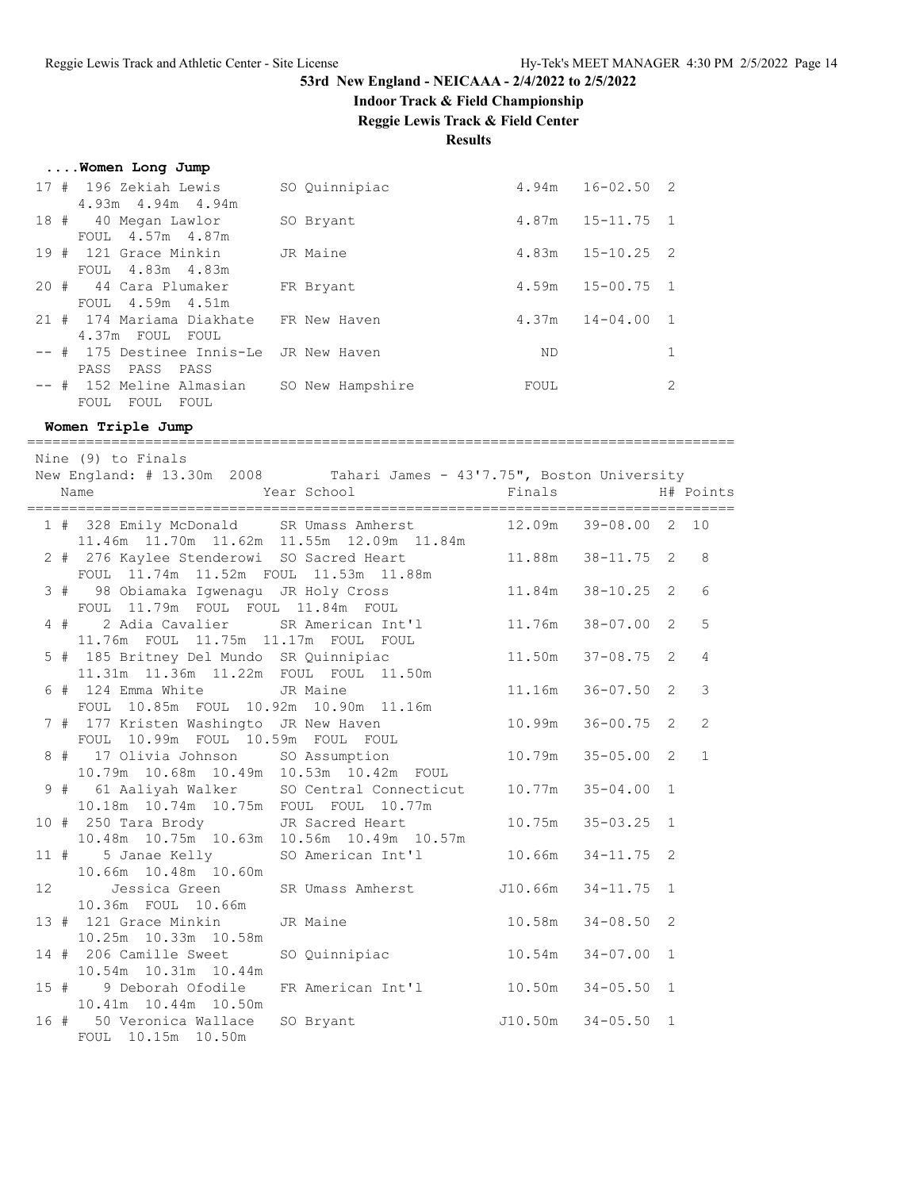# 53rd New England - NEICAAA - 2/4/2022 to 2/5/2022

## Indoor Track & Field Championship

## Reggie Lewis Track & Field Center

## Results

### ....Women Long Jump

| Place | Name | Year | School | Finals | | H# | Points |
|---|---|---|---|---|---|---|---|
| 17 # | 196 Zekiah Lewis | SO | Quinnipiac | 4.94m | 16-02.50 | 2 | |
| | 4.93m 4.94m 4.94m | | | | | | |
| 18 # | 40 Megan Lawlor | SO | Bryant | 4.87m | 15-11.75 | 1 | |
| | FOUL 4.57m 4.87m | | | | | | |
| 19 # | 121 Grace Minkin | JR | Maine | 4.83m | 15-10.25 | 2 | |
| | FOUL 4.83m 4.83m | | | | | | |
| 20 # | 44 Cara Plumaker | FR | Bryant | 4.59m | 15-00.75 | 1 | |
| | FOUL 4.59m 4.51m | | | | | | |
| 21 # | 174 Mariama Diakhate | FR | New Haven | 4.37m | 14-04.00 | 1 | |
| | 4.37m FOUL FOUL | | | | | | |
| -- # | 175 Destinee Innis-Le | JR | New Haven | ND | | 1 | |
| | PASS PASS PASS | | | | | | |
| -- # | 152 Meline Almasian | SO | New Hampshire | FOUL | | 2 | |
| | FOUL FOUL FOUL | | | | | | |

### Women Triple Jump

Nine (9) to Finals
New England: # 13.30m 2008 Tahari James - 43'7.75", Boston University

| Place | Name | Year | School | Finals | | H# | Points |
|---|---|---|---|---|---|---|---|
| 1 # | 328 Emily McDonald | SR | Umass Amherst | 12.09m | 39-08.00 | 2 | 10 |
| | 11.46m 11.70m 11.62m 11.55m 12.09m 11.84m | | | | | | |
| 2 # | 276 Kaylee Stenderowi | SO | Sacred Heart | 11.88m | 38-11.75 | 2 | 8 |
| | FOUL 11.74m 11.52m FOUL 11.53m 11.88m | | | | | | |
| 3 # | 98 Obiamaka Igwenagu | JR | Holy Cross | 11.84m | 38-10.25 | 2 | 6 |
| | FOUL 11.79m FOUL FOUL 11.84m FOUL | | | | | | |
| 4 # | 2 Adia Cavalier | SR | American Int'l | 11.76m | 38-07.00 | 2 | 5 |
| | 11.76m FOUL 11.75m 11.17m FOUL FOUL | | | | | | |
| 5 # | 185 Britney Del Mundo | SR | Quinnipiac | 11.50m | 37-08.75 | 2 | 4 |
| | 11.31m 11.36m 11.22m FOUL FOUL 11.50m | | | | | | |
| 6 # | 124 Emma White | JR | Maine | 11.16m | 36-07.50 | 2 | 3 |
| | FOUL 10.85m FOUL 10.92m 10.90m 11.16m | | | | | | |
| 7 # | 177 Kristen Washingto | JR | New Haven | 10.99m | 36-00.75 | 2 | 2 |
| | FOUL 10.99m FOUL 10.59m FOUL FOUL | | | | | | |
| 8 # | 17 Olivia Johnson | SO | Assumption | 10.79m | 35-05.00 | 2 | 1 |
| | 10.79m 10.68m 10.49m 10.53m 10.42m FOUL | | | | | | |
| 9 # | 61 Aaliyah Walker | SO | Central Connecticut | 10.77m | 35-04.00 | 1 | |
| | 10.18m 10.74m 10.75m FOUL FOUL 10.77m | | | | | | |
| 10 # | 250 Tara Brody | JR | Sacred Heart | 10.75m | 35-03.25 | 1 | |
| | 10.48m 10.75m 10.63m 10.56m 10.49m 10.57m | | | | | | |
| 11 # | 5 Janae Kelly | SO | American Int'l | 10.66m | 34-11.75 | 2 | |
| | 10.66m 10.48m 10.60m | | | | | | |
| 12 | Jessica Green | SR | Umass Amherst | J10.66m | 34-11.75 | 1 | |
| | 10.36m FOUL 10.66m | | | | | | |
| 13 # | 121 Grace Minkin | JR | Maine | 10.58m | 34-08.50 | 2 | |
| | 10.25m 10.33m 10.58m | | | | | | |
| 14 # | 206 Camille Sweet | SO | Quinnipiac | 10.54m | 34-07.00 | 1 | |
| | 10.54m 10.31m 10.44m | | | | | | |
| 15 # | 9 Deborah Ofodile | FR | American Int'l | 10.50m | 34-05.50 | 1 | |
| | 10.41m 10.44m 10.50m | | | | | | |
| 16 # | 50 Veronica Wallace | SO | Bryant | J10.50m | 34-05.50 | 1 | |
| | FOUL 10.15m 10.50m | | | | | | |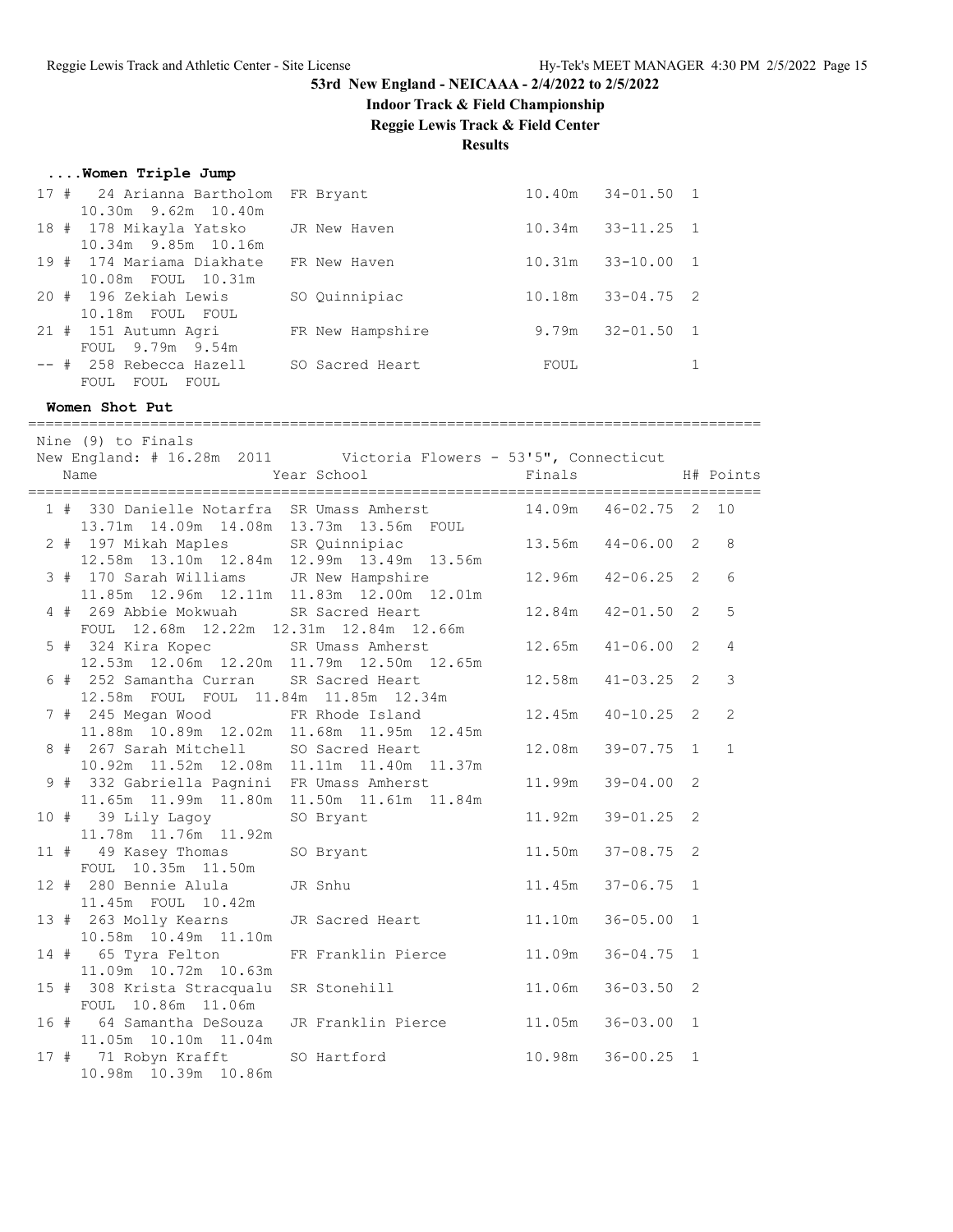53rd New England - NEICAAA - 2/4/2022 to 2/5/2022

**Indoor Track & Field Championship**

**Reggie Lewis Track & Field Center**

**Results**

### ....Women Triple Jump

| Place | # | Comp # | Name | Year | School | Finals | | H# |
|---|---|---|---|---|---|---|---|---|
| 17 | # | 24 | Arianna Bartholom | FR | Bryant | 10.40m | 34-01.50 | 1 |
| | | | 10.30m 9.62m 10.40m | | | | | |
| 18 | # | 178 | Mikayla Yatsko | JR | New Haven | 10.34m | 33-11.25 | 1 |
| | | | 10.34m 9.85m 10.16m | | | | | |
| 19 | # | 174 | Mariama Diakhate | FR | New Haven | 10.31m | 33-10.00 | 1 |
| | | | 10.08m FOUL 10.31m | | | | | |
| 20 | # | 196 | Zekiah Lewis | SO | Quinnipiac | 10.18m | 33-04.75 | 2 |
| | | | 10.18m FOUL FOUL | | | | | |
| 21 | # | 151 | Autumn Agri | FR | New Hampshire | 9.79m | 32-01.50 | 1 |
| | | | FOUL 9.79m 9.54m | | | | | |
| -- | # | 258 | Rebecca Hazell | SO | Sacred Heart | FOUL | | 1 |
| | | | FOUL FOUL FOUL | | | | | |

### Women Shot Put

Nine (9) to Finals

New England: # 16.28m 2011 Victoria Flowers - 53'5", Connecticut

| Place | # | Comp # | Name | Year | School | Finals | | H# | Points |
|---|---|---|---|---|---|---|---|---|---|
| 1 | # | 330 | Danielle Notarfra | SR | Umass Amherst | 14.09m | 46-02.75 | 2 | 10 |
| | | | 13.71m 14.09m 14.08m 13.73m 13.56m FOUL | | | | | | |
| 2 | # | 197 | Mikah Maples | SR | Quinnipiac | 13.56m | 44-06.00 | 2 | 8 |
| | | | 12.58m 13.10m 12.84m 12.99m 13.49m 13.56m | | | | | | |
| 3 | # | 170 | Sarah Williams | JR | New Hampshire | 12.96m | 42-06.25 | 2 | 6 |
| | | | 11.85m 12.96m 12.11m 11.83m 12.00m 12.01m | | | | | | |
| 4 | # | 269 | Abbie Mokwuah | SR | Sacred Heart | 12.84m | 42-01.50 | 2 | 5 |
| | | | FOUL 12.68m 12.22m 12.31m 12.84m 12.66m | | | | | | |
| 5 | # | 324 | Kira Kopec | SR | Umass Amherst | 12.65m | 41-06.00 | 2 | 4 |
| | | | 12.53m 12.06m 12.20m 11.79m 12.50m 12.65m | | | | | | |
| 6 | # | 252 | Samantha Curran | SR | Sacred Heart | 12.58m | 41-03.25 | 2 | 3 |
| | | | 12.58m FOUL FOUL 11.84m 11.85m 12.34m | | | | | | |
| 7 | # | 245 | Megan Wood | FR | Rhode Island | 12.45m | 40-10.25 | 2 | 2 |
| | | | 11.88m 10.89m 12.02m 11.68m 11.95m 12.45m | | | | | | |
| 8 | # | 267 | Sarah Mitchell | SO | Sacred Heart | 12.08m | 39-07.75 | 1 | 1 |
| | | | 10.92m 11.52m 12.08m 11.11m 11.40m 11.37m | | | | | | |
| 9 | # | 332 | Gabriella Pagnini | FR | Umass Amherst | 11.99m | 39-04.00 | 2 | |
| | | | 11.65m 11.99m 11.80m 11.50m 11.61m 11.84m | | | | | | |
| 10 | # | 39 | Lily Lagoy | SO | Bryant | 11.92m | 39-01.25 | 2 | |
| | | | 11.78m 11.76m 11.92m | | | | | | |
| 11 | # | 49 | Kasey Thomas | SO | Bryant | 11.50m | 37-08.75 | 2 | |
| | | | FOUL 10.35m 11.50m | | | | | | |
| 12 | # | 280 | Bennie Alula | JR | Snhu | 11.45m | 37-06.75 | 1 | |
| | | | 11.45m FOUL 10.42m | | | | | | |
| 13 | # | 263 | Molly Kearns | JR | Sacred Heart | 11.10m | 36-05.00 | 1 | |
| | | | 10.58m 10.49m 11.10m | | | | | | |
| 14 | # | 65 | Tyra Felton | FR | Franklin Pierce | 11.09m | 36-04.75 | 1 | |
| | | | 11.09m 10.72m 10.63m | | | | | | |
| 15 | # | 308 | Krista Stracqualu | SR | Stonehill | 11.06m | 36-03.50 | 2 | |
| | | | FOUL 10.86m 11.06m | | | | | | |
| 16 | # | 64 | Samantha DeSouza | JR | Franklin Pierce | 11.05m | 36-03.00 | 1 | |
| | | | 11.05m 10.10m 11.04m | | | | | | |
| 17 | # | 71 | Robyn Krafft | SO | Hartford | 10.98m | 36-00.25 | 1 | |
| | | | 10.98m 10.39m 10.86m | | | | | | |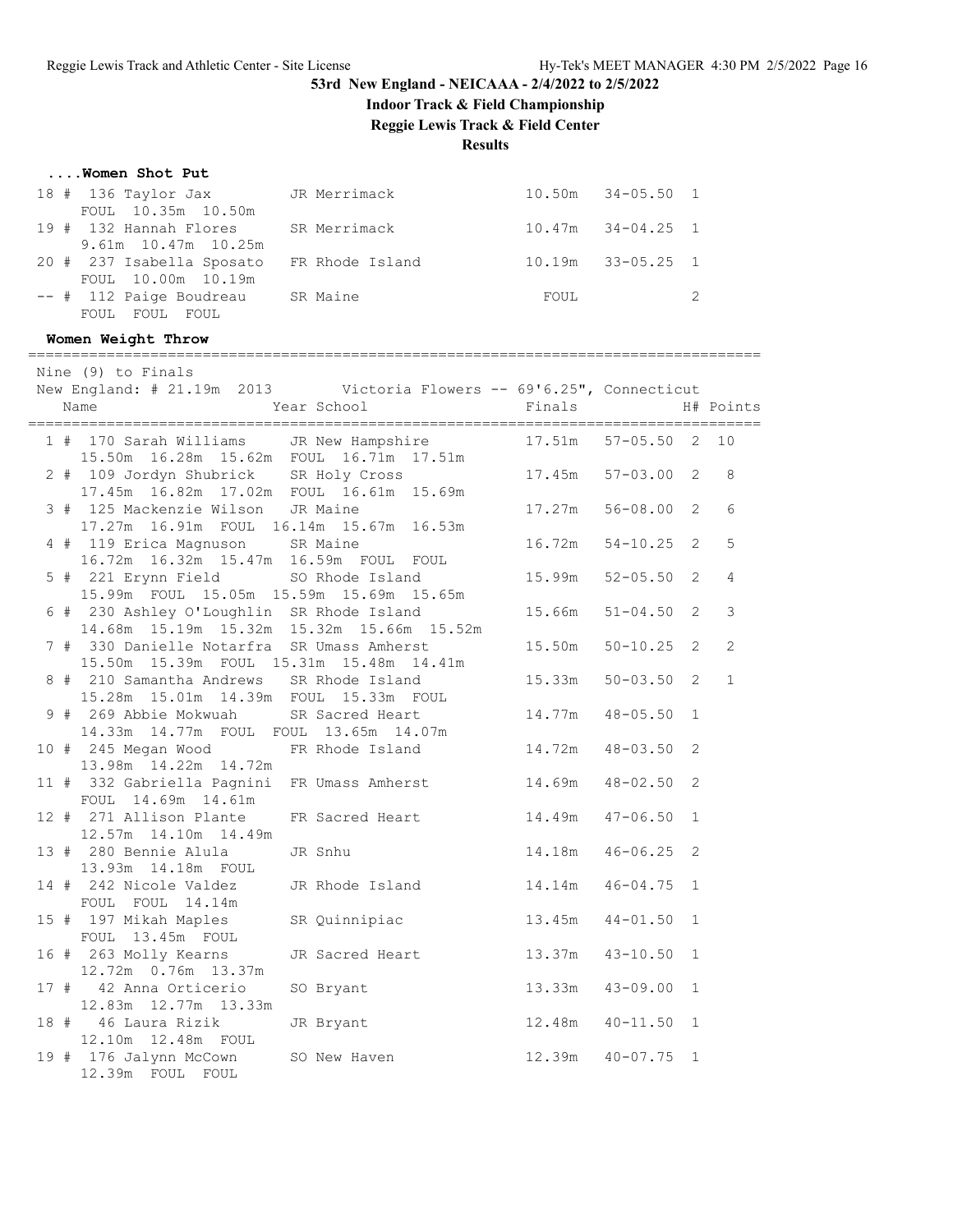**53rd New England - NEICAAA - 2/4/2022 to 2/5/2022**

**Indoor Track & Field Championship**

**Reggie Lewis Track & Field Center**

**Results**

### ....Women Shot Put

```
 18 #  136 Taylor Jax         JR Merrimack               10.50m   34-05.50  1
      FOUL  10.35m  10.50m
 19 #  132 Hannah Flores      SR Merrimack               10.47m   34-04.25  1
      9.61m  10.47m  10.25m
 20 #  237 Isabella Sposato   FR Rhode Island            10.19m   33-05.25  1
      FOUL  10.00m  10.19m
 -- #  112 Paige Boudreau     SR Maine                     FOUL             2
      FOUL  FOUL  FOUL
```

### Women Weight Throw

```
=====================================================================================
  Nine (9) to Finals
  New England: # 21.19m  2013        Victoria Flowers -- 69'6.25", Connecticut
    Name                    Year School                Finals            H# Points
=====================================================================================
  1 #  170 Sarah Williams     JR New Hampshire          17.51m   57-05.50  2  10
      15.50m  16.28m  15.62m  FOUL  16.71m  17.51m
  2 #  109 Jordyn Shubrick    SR Holy Cross             17.45m   57-03.00  2   8
      17.45m  16.82m  17.02m  FOUL  16.61m  15.69m
  3 #  125 Mackenzie Wilson   JR Maine                  17.27m   56-08.00  2   6
      17.27m  16.91m  FOUL  16.14m  15.67m  16.53m
  4 #  119 Erica Magnuson     SR Maine                  16.72m   54-10.25  2   5
      16.72m  16.32m  15.47m  16.59m  FOUL  FOUL
  5 #  221 Erynn Field        SO Rhode Island           15.99m   52-05.50  2   4
      15.99m  FOUL  15.05m  15.59m  15.69m  15.65m
  6 #  230 Ashley O'Loughlin  SR Rhode Island           15.66m   51-04.50  2   3
      14.68m  15.19m  15.32m  15.32m  15.66m  15.52m
  7 #  330 Danielle Notarfra  SR Umass Amherst          15.50m   50-10.25  2   2
      15.50m  15.39m  FOUL  15.31m  15.48m  14.41m
  8 #  210 Samantha Andrews   SR Rhode Island           15.33m   50-03.50  2   1
      15.28m  15.01m  14.39m  FOUL  15.33m  FOUL
  9 #  269 Abbie Mokwuah      SR Sacred Heart           14.77m   48-05.50  1
      14.33m  14.77m  FOUL  FOUL  13.65m  14.07m
 10 #  245 Megan Wood         FR Rhode Island           14.72m   48-03.50  2
      13.98m  14.22m  14.72m
 11 #  332 Gabriella Pagnini  FR Umass Amherst          14.69m   48-02.50  2
      FOUL  14.69m  14.61m
 12 #  271 Allison Plante     FR Sacred Heart           14.49m   47-06.50  1
      12.57m  14.10m  14.49m
 13 #  280 Bennie Alula       JR Snhu                   14.18m   46-06.25  2
      13.93m  14.18m  FOUL
 14 #  242 Nicole Valdez      JR Rhode Island           14.14m   46-04.75  1
      FOUL  FOUL  14.14m
 15 #  197 Mikah Maples       SR Quinnipiac             13.45m   44-01.50  1
      FOUL  13.45m  FOUL
 16 #  263 Molly Kearns       JR Sacred Heart           13.37m   43-10.50  1
      12.72m  0.76m  13.37m
 17 #   42 Anna Orticerio     SO Bryant                 13.33m   43-09.00  1
      12.83m  12.77m  13.33m
 18 #   46 Laura Rizik        JR Bryant                 12.48m   40-11.50  1
      12.10m  12.48m  FOUL
 19 #  176 Jalynn McCown      SO New Haven              12.39m   40-07.75  1
      12.39m  FOUL  FOUL
```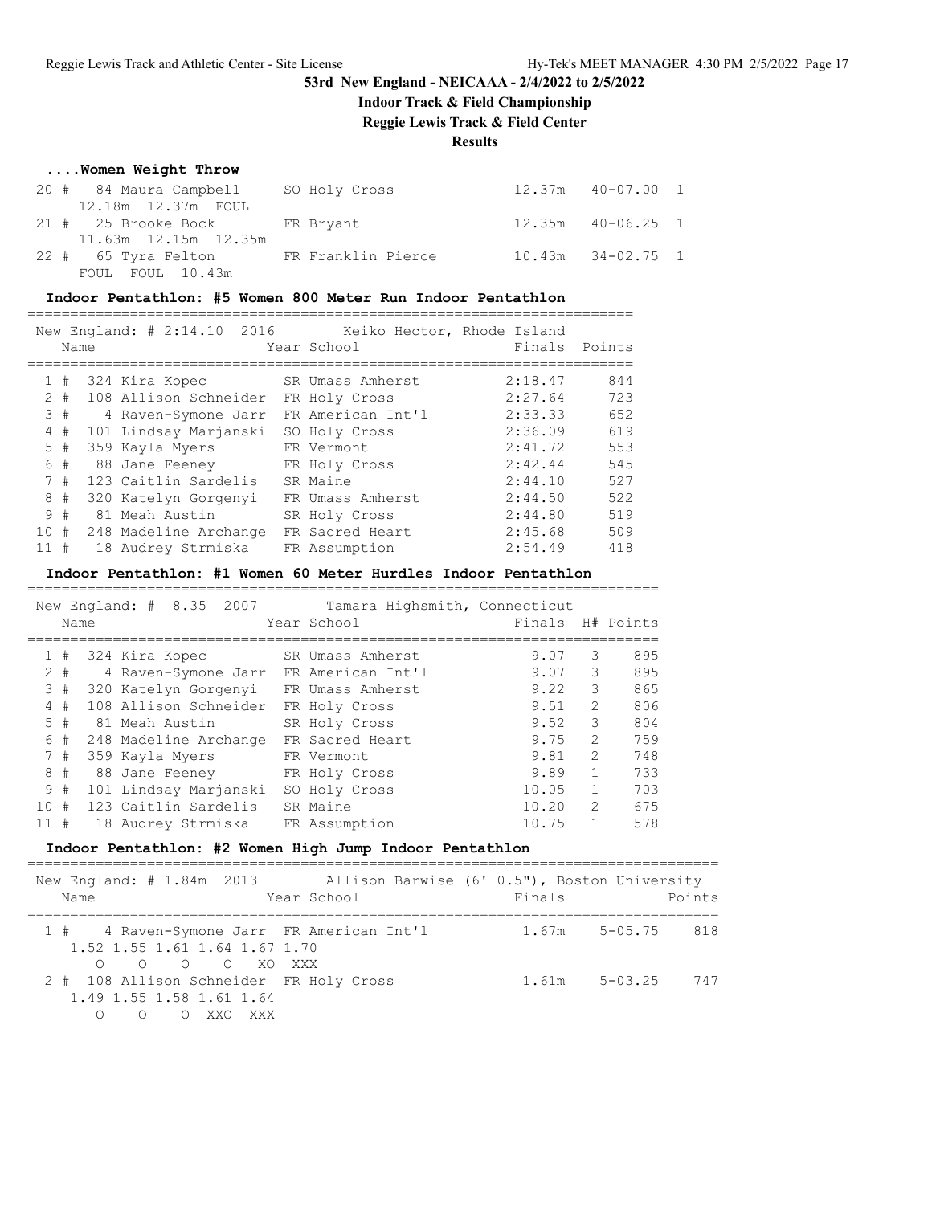# 53rd New England - NEICAAA - 2/4/2022 to 2/5/2022

## Indoor Track & Field Championship

## Reggie Lewis Track & Field Center

## Results

### ....Women Weight Throw

| Place | Name | Year | School | Finals | | Flight |
|---|---|---|---|---|---|---|
| 20 # | 84 Maura Campbell | SO | Holy Cross | 12.37m | 40-07.00 | 1 |
| | 12.18m 12.37m FOUL | | | | | |
| 21 # | 25 Brooke Bock | FR | Bryant | 12.35m | 40-06.25 | 1 |
| | 11.63m 12.15m 12.35m | | | | | |
| 22 # | 65 Tyra Felton | FR | Franklin Pierce | 10.43m | 34-02.75 | 1 |
| | FOUL FOUL 10.43m | | | | | |

### Indoor Pentathlon: #5 Women 800 Meter Run Indoor Pentathlon

New England: # 2:14.10 2016 Keiko Hector, Rhode Island

| Place | Name | Year | School | Finals | Points |
|---|---|---|---|---|---|
| 1 # | 324 Kira Kopec | SR | Umass Amherst | 2:18.47 | 844 |
| 2 # | 108 Allison Schneider | FR | Holy Cross | 2:27.64 | 723 |
| 3 # | 4 Raven-Symone Jarr | FR | American Int'l | 2:33.33 | 652 |
| 4 # | 101 Lindsay Marjanski | SO | Holy Cross | 2:36.09 | 619 |
| 5 # | 359 Kayla Myers | FR | Vermont | 2:41.72 | 553 |
| 6 # | 88 Jane Feeney | FR | Holy Cross | 2:42.44 | 545 |
| 7 # | 123 Caitlin Sardelis | SR | Maine | 2:44.10 | 527 |
| 8 # | 320 Katelyn Gorgenyi | FR | Umass Amherst | 2:44.50 | 522 |
| 9 # | 81 Meah Austin | SR | Holy Cross | 2:44.80 | 519 |
| 10 # | 248 Madeline Archange | FR | Sacred Heart | 2:45.68 | 509 |
| 11 # | 18 Audrey Strmiska | FR | Assumption | 2:54.49 | 418 |

### Indoor Pentathlon: #1 Women 60 Meter Hurdles Indoor Pentathlon

New England: # 8.35 2007 Tamara Highsmith, Connecticut

| Place | Name | Year | School | Finals | H# | Points |
|---|---|---|---|---|---|---|
| 1 # | 324 Kira Kopec | SR | Umass Amherst | 9.07 | 3 | 895 |
| 2 # | 4 Raven-Symone Jarr | FR | American Int'l | 9.07 | 3 | 895 |
| 3 # | 320 Katelyn Gorgenyi | FR | Umass Amherst | 9.22 | 3 | 865 |
| 4 # | 108 Allison Schneider | FR | Holy Cross | 9.51 | 2 | 806 |
| 5 # | 81 Meah Austin | SR | Holy Cross | 9.52 | 3 | 804 |
| 6 # | 248 Madeline Archange | FR | Sacred Heart | 9.75 | 2 | 759 |
| 7 # | 359 Kayla Myers | FR | Vermont | 9.81 | 2 | 748 |
| 8 # | 88 Jane Feeney | FR | Holy Cross | 9.89 | 1 | 733 |
| 9 # | 101 Lindsay Marjanski | SO | Holy Cross | 10.05 | 1 | 703 |
| 10 # | 123 Caitlin Sardelis | SR | Maine | 10.20 | 2 | 675 |
| 11 # | 18 Audrey Strmiska | FR | Assumption | 10.75 | 1 | 578 |

### Indoor Pentathlon: #2 Women High Jump Indoor Pentathlon

New England: # 1.84m 2013 Allison Barwise (6' 0.5"), Boston University

| Place | Name | Year | School | Finals | | Points |
|---|---|---|---|---|---|---|
| 1 # | 4 Raven-Symone Jarr | FR | American Int'l | 1.67m | 5-05.75 | 818 |
| | 1.52 1.55 1.61 1.64 1.67 1.70 | | | | | |
| | O O O O XO XXX | | | | | |
| 2 # | 108 Allison Schneider | FR | Holy Cross | 1.61m | 5-03.25 | 747 |
| | 1.49 1.55 1.58 1.61 1.64 | | | | | |
| | O O O XXO XXX | | | | | |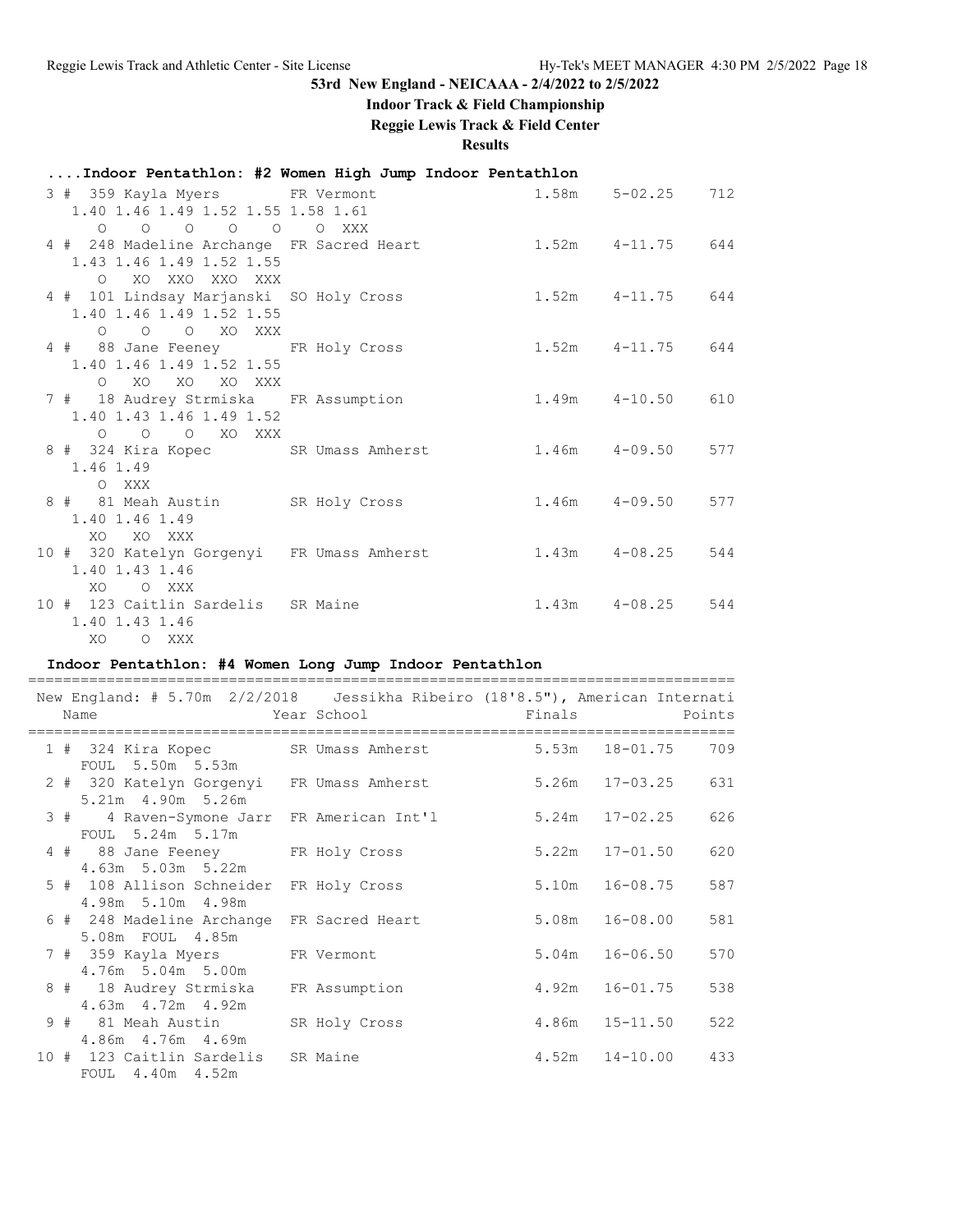## 53rd New England - NEICAAA - 2/4/2022 to 2/5/2022

### Indoor Track & Field Championship

### Reggie Lewis Track & Field Center

### Results

#### ....Indoor Pentathlon: #2 Women High Jump Indoor Pentathlon

```
  3 # 359 Kayla Myers        FR Vermont                   1.58m    5-02.25   712
     1.40 1.46 1.49 1.52 1.55 1.58 1.61
        O    O    O    O    O    O  XXX
  4 # 248 Madeline Archange  FR Sacred Heart              1.52m    4-11.75   644
     1.43 1.46 1.49 1.52 1.55
        O   XO  XXO  XXO  XXX
  4 # 101 Lindsay Marjanski  SO Holy Cross                1.52m    4-11.75   644
     1.40 1.46 1.49 1.52 1.55
        O    O    O   XO  XXX
  4 #  88 Jane Feeney        FR Holy Cross                1.52m    4-11.75   644
     1.40 1.46 1.49 1.52 1.55
        O   XO   XO   XO  XXX
  7 #  18 Audrey Strmiska    FR Assumption                1.49m    4-10.50   610
     1.40 1.43 1.46 1.49 1.52
        O    O    O   XO  XXX
  8 # 324 Kira Kopec         SR Umass Amherst             1.46m    4-09.50   577
     1.46 1.49
        O  XXX
  8 #  81 Meah Austin        SR Holy Cross                1.46m    4-09.50   577
     1.40 1.46 1.49
       XO   XO  XXX
 10 # 320 Katelyn Gorgenyi   FR Umass Amherst             1.43m    4-08.25   544
     1.40 1.43 1.46
       XO    O  XXX
 10 # 123 Caitlin Sardelis   SR Maine                     1.43m    4-08.25   544
     1.40 1.43 1.46
       XO    O  XXX
```

#### Indoor Pentathlon: #4 Women Long Jump Indoor Pentathlon

New England: # 5.70m 2/2/2018 Jessikha Ribeiro (18'8.5"), American Internati

| Place | Name | Year | School | Finals | | Points |
|---|---|---|---|---|---|---|
| 1 # | 324 Kira Kopec | SR | Umass Amherst | 5.53m | 18-01.75 | 709 |
| | FOUL 5.50m 5.53m | | | | | |
| 2 # | 320 Katelyn Gorgenyi | FR | Umass Amherst | 5.26m | 17-03.25 | 631 |
| | 5.21m 4.90m 5.26m | | | | | |
| 3 # | 4 Raven-Symone Jarr | FR | American Int'l | 5.24m | 17-02.25 | 626 |
| | FOUL 5.24m 5.17m | | | | | |
| 4 # | 88 Jane Feeney | FR | Holy Cross | 5.22m | 17-01.50 | 620 |
| | 4.63m 5.03m 5.22m | | | | | |
| 5 # | 108 Allison Schneider | FR | Holy Cross | 5.10m | 16-08.75 | 587 |
| | 4.98m 5.10m 4.98m | | | | | |
| 6 # | 248 Madeline Archange | FR | Sacred Heart | 5.08m | 16-08.00 | 581 |
| | 5.08m FOUL 4.85m | | | | | |
| 7 # | 359 Kayla Myers | FR | Vermont | 5.04m | 16-06.50 | 570 |
| | 4.76m 5.04m 5.00m | | | | | |
| 8 # | 18 Audrey Strmiska | FR | Assumption | 4.92m | 16-01.75 | 538 |
| | 4.63m 4.72m 4.92m | | | | | |
| 9 # | 81 Meah Austin | SR | Holy Cross | 4.86m | 15-11.50 | 522 |
| | 4.86m 4.76m 4.69m | | | | | |
| 10 # | 123 Caitlin Sardelis | SR | Maine | 4.52m | 14-10.00 | 433 |
| | FOUL 4.40m 4.52m | | | | | |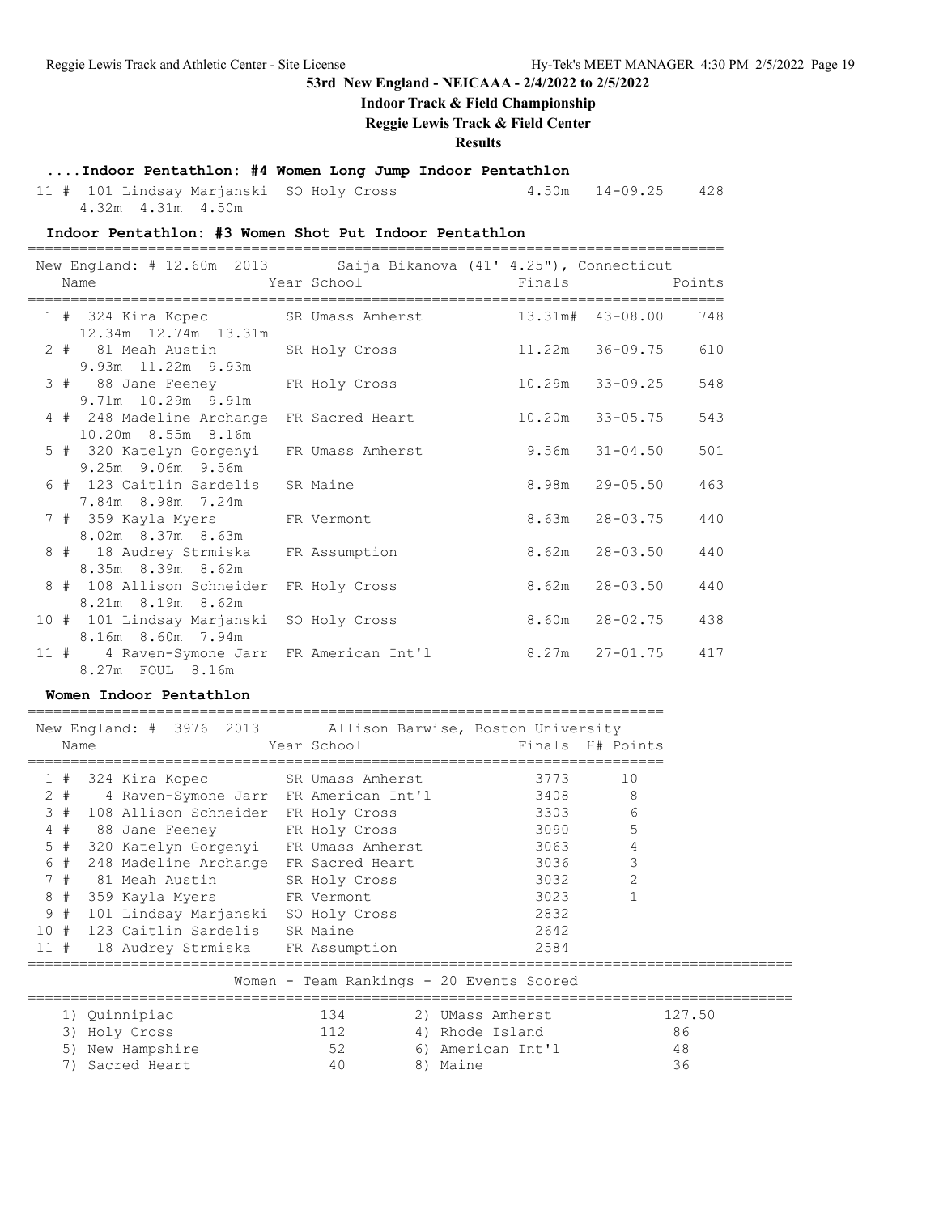## 53rd New England - NEICAAA - 2/4/2022 to 2/5/2022

**Indoor Track & Field Championship**

**Reggie Lewis Track & Field Center**

**Results**

### ....Indoor Pentathlon: #4 Women Long Jump Indoor Pentathlon

| Place | Name | Year | School | Finals | | Points |
|---|---|---|---|---|---|---|
| 11 # | 101 Lindsay Marjanski | SO | Holy Cross | 4.50m | 14-09.25 | 428 |
| | 4.32m 4.31m 4.50m | | | | | |

### Indoor Pentathlon: #3 Women Shot Put Indoor Pentathlon

New England: # 12.60m 2013 Saija Bikanova (41' 4.25"), Connecticut

| Place | Name | Year | School | Finals | | Points |
|---|---|---|---|---|---|---|
| 1 # | 324 Kira Kopec | SR | Umass Amherst | 13.31m# | 43-08.00 | 748 |
| | 12.34m 12.74m 13.31m | | | | | |
| 2 # | 81 Meah Austin | SR | Holy Cross | 11.22m | 36-09.75 | 610 |
| | 9.93m 11.22m 9.93m | | | | | |
| 3 # | 88 Jane Feeney | FR | Holy Cross | 10.29m | 33-09.25 | 548 |
| | 9.71m 10.29m 9.91m | | | | | |
| 4 # | 248 Madeline Archange | FR | Sacred Heart | 10.20m | 33-05.75 | 543 |
| | 10.20m 8.55m 8.16m | | | | | |
| 5 # | 320 Katelyn Gorgenyi | FR | Umass Amherst | 9.56m | 31-04.50 | 501 |
| | 9.25m 9.06m 9.56m | | | | | |
| 6 # | 123 Caitlin Sardelis | SR | Maine | 8.98m | 29-05.50 | 463 |
| | 7.84m 8.98m 7.24m | | | | | |
| 7 # | 359 Kayla Myers | FR | Vermont | 8.63m | 28-03.75 | 440 |
| | 8.02m 8.37m 8.63m | | | | | |
| 8 # | 18 Audrey Strmiska | FR | Assumption | 8.62m | 28-03.50 | 440 |
| | 8.35m 8.39m 8.62m | | | | | |
| 8 # | 108 Allison Schneider | FR | Holy Cross | 8.62m | 28-03.50 | 440 |
| | 8.21m 8.19m 8.62m | | | | | |
| 10 # | 101 Lindsay Marjanski | SO | Holy Cross | 8.60m | 28-02.75 | 438 |
| | 8.16m 8.60m 7.94m | | | | | |
| 11 # | 4 Raven-Symone Jarr | FR | American Int'l | 8.27m | 27-01.75 | 417 |
| | 8.27m FOUL 8.16m | | | | | |

### Women Indoor Pentathlon

New England: # 3976 2013 Allison Barwise, Boston University

| Place | Name | Year | School | Finals | H# | Points |
|---|---|---|---|---|---|---|
| 1 # | 324 Kira Kopec | SR | Umass Amherst | 3773 | | 10 |
| 2 # | 4 Raven-Symone Jarr | FR | American Int'l | 3408 | | 8 |
| 3 # | 108 Allison Schneider | FR | Holy Cross | 3303 | | 6 |
| 4 # | 88 Jane Feeney | FR | Holy Cross | 3090 | | 5 |
| 5 # | 320 Katelyn Gorgenyi | FR | Umass Amherst | 3063 | | 4 |
| 6 # | 248 Madeline Archange | FR | Sacred Heart | 3036 | | 3 |
| 7 # | 81 Meah Austin | SR | Holy Cross | 3032 | | 2 |
| 8 # | 359 Kayla Myers | FR | Vermont | 3023 | | 1 |
| 9 # | 101 Lindsay Marjanski | SO | Holy Cross | 2832 | | |
| 10 # | 123 Caitlin Sardelis | SR | Maine | 2642 | | |
| 11 # | 18 Audrey Strmiska | FR | Assumption | 2584 | | |

### Women - Team Rankings - 20 Events Scored

| Rank | Team | Points | Rank | Team | Points |
|---|---|---|---|---|---|
| 1) | Quinnipiac | 134 | 2) | UMass Amherst | 127.50 |
| 3) | Holy Cross | 112 | 4) | Rhode Island | 86 |
| 5) | New Hampshire | 52 | 6) | American Int'l | 48 |
| 7) | Sacred Heart | 40 | 8) | Maine | 36 |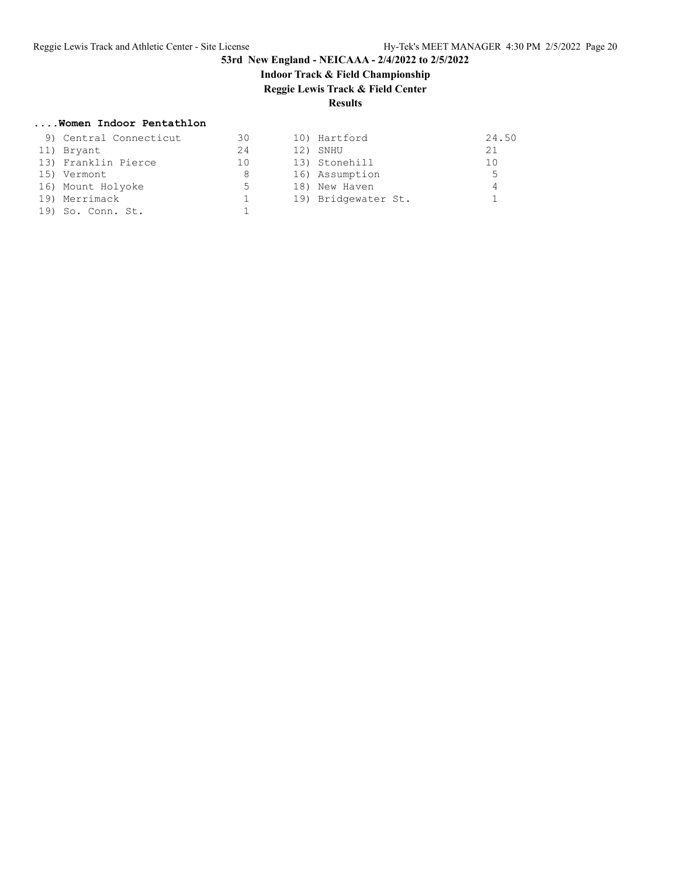#### ....Women Indoor Pentathlon

```
  9) Central Connecticut        30        10) Hartford                 24.50
 11) Bryant                     24        12) SNHU                     21
 13) Franklin Pierce            10        13) Stonehill                10
 15) Vermont                     8        16) Assumption                5
 16) Mount Holyoke               5        18) New Haven                 4
 19) Merrimack                   1        19) Bridgewater St.           1
 19) So. Conn. St.               1
```